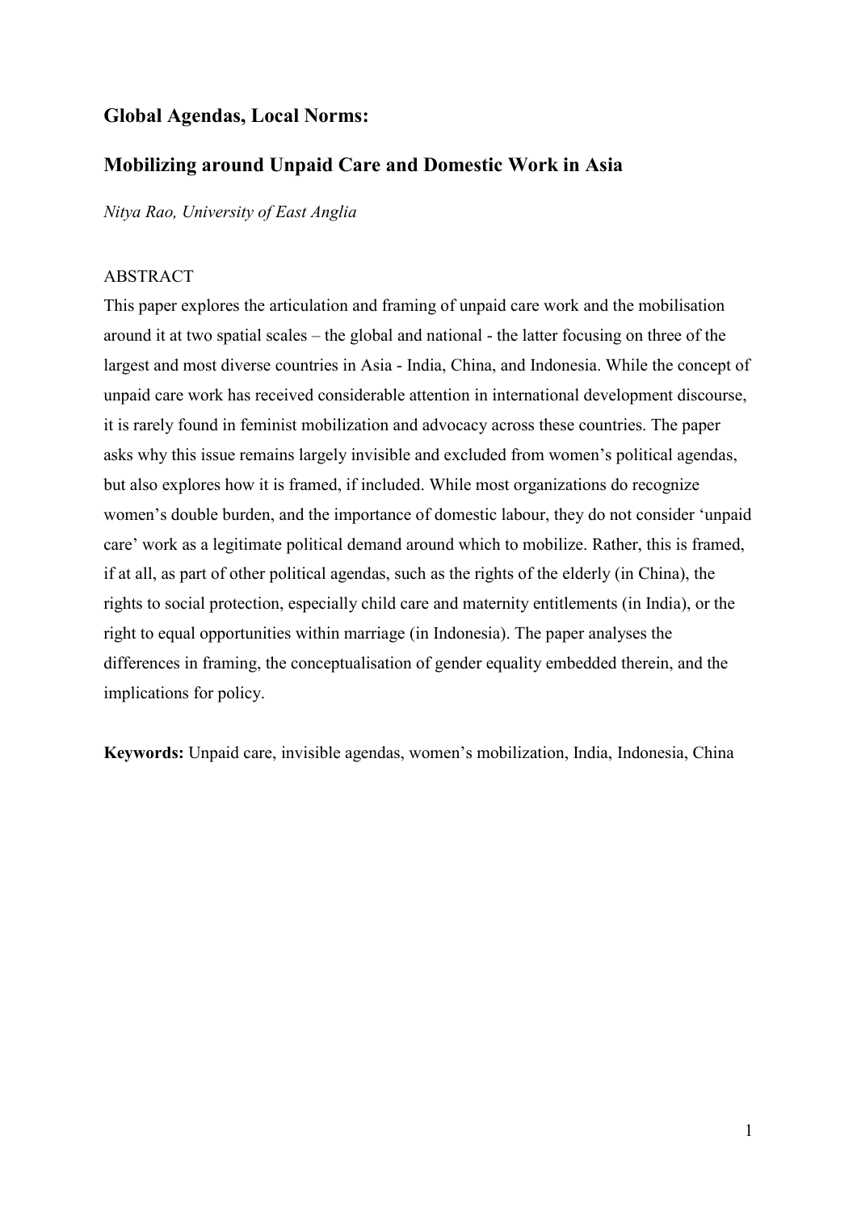# Global Agendas, Local Norms:

# Mobilizing around Unpaid Care and Domestic Work in Asia

*Nitya Rao, University of East Anglia*

## ABSTRACT

This paper explores the articulation and framing of unpaid care work and the mobilisation around it at two spatial scales – the global and national - the latter focusing on three of the largest and most diverse countries in Asia - India, China, and Indonesia. While the concept of unpaid care work has received considerable attention in international development discourse, it is rarely found in feminist mobilization and advocacy across these countries. The paper asks why this issue remains largely invisible and excluded from women's political agendas, but also explores how it is framed, if included. While most organizations do recognize women's double burden, and the importance of domestic labour, they do not consider 'unpaid care' work as a legitimate political demand around which to mobilize. Rather, this is framed, if at all, as part of other political agendas, such as the rights of the elderly (in China), the rights to social protection, especially child care and maternity entitlements (in India), or the right to equal opportunities within marriage (in Indonesia). The paper analyses the differences in framing, the conceptualisation of gender equality embedded therein, and the implications for policy.

**Keywords:** Unpaid care, invisible agendas, women's mobilization, India, Indonesia, China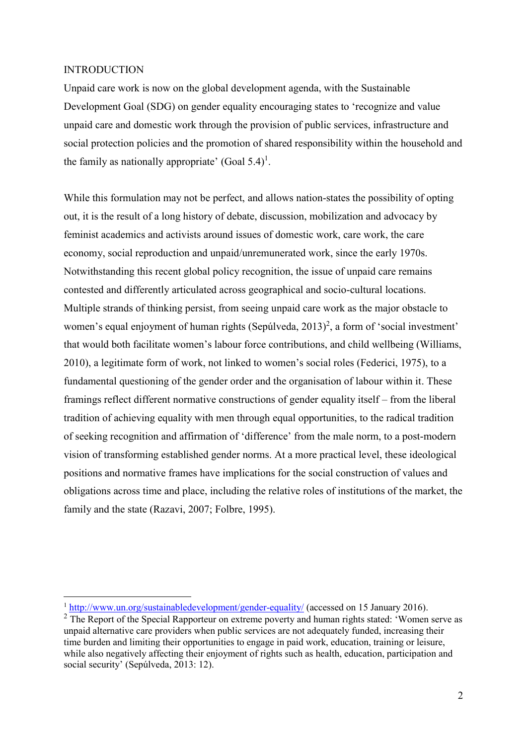# INTRODUCTION

Unpaid care work is now on the global development agenda, with the Sustainable Development Goal (SDG) on gender equality encouraging states to 'recognize and value unpaid care and domestic work through the provision of public services, infrastructure and social protection policies and the promotion of shared responsibility within the household and the family as nationally appropriate' (Goal 5.4)[1].

While this formulation may not be perfect, and allows nation-states the possibility of opting out, it is the result of a long history of debate, discussion, mobilization and advocacy by feminist academics and activists around issues of domestic work, care work, the care economy, social reproduction and unpaid/unremunerated work, since the early 1970s. Notwithstanding this recent global policy recognition, the issue of unpaid care remains contested and differently articulated across geographical and socio-cultural locations. Multiple strands of thinking persist, from seeing unpaid care work as the major obstacle to women's equal enjoyment of human rights (Sepúlveda, 2013)[2], a form of 'social investment' that would both facilitate women's labour force contributions, and child wellbeing (Williams, 2010), a legitimate form of work, not linked to women's social roles (Federici, 1975), to a fundamental questioning of the gender order and the organisation of labour within it. These framings reflect different normative constructions of gender equality itself – from the liberal tradition of achieving equality with men through equal opportunities, to the radical tradition of seeking recognition and affirmation of 'difference' from the male norm, to a post-modern vision of transforming established gender norms. At a more practical level, these ideological positions and normative frames have implications for the social construction of values and obligations across time and place, including the relative roles of institutions of the market, the family and the state (Razavi, 2007; Folbre, 1995).

---

[1] http://www.un.org/sustainabledevelopment/gender-equality/ (accessed on 15 January 2016).

[2] The Report of the Special Rapporteur on extreme poverty and human rights stated: 'Women serve as unpaid alternative care providers when public services are not adequately funded, increasing their time burden and limiting their opportunities to engage in paid work, education, training or leisure, while also negatively affecting their enjoyment of rights such as health, education, participation and social security' (Sepúlveda, 2013: 12).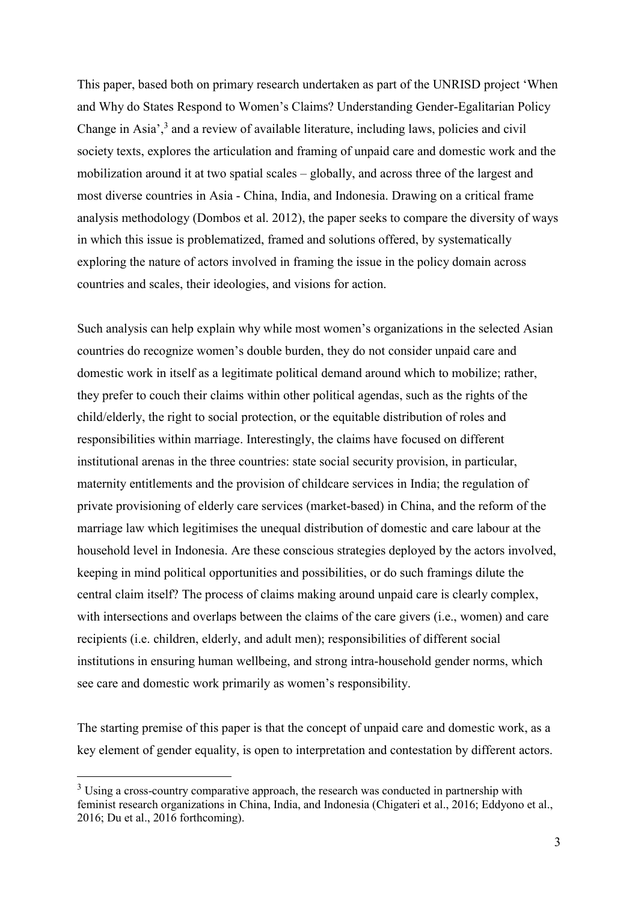This paper, based both on primary research undertaken as part of the UNRISD project 'When and Why do States Respond to Women's Claims? Understanding Gender-Egalitarian Policy Change in Asia',[3] and a review of available literature, including laws, policies and civil society texts, explores the articulation and framing of unpaid care and domestic work and the mobilization around it at two spatial scales – globally, and across three of the largest and most diverse countries in Asia - China, India, and Indonesia. Drawing on a critical frame analysis methodology (Dombos et al. 2012), the paper seeks to compare the diversity of ways in which this issue is problematized, framed and solutions offered, by systematically exploring the nature of actors involved in framing the issue in the policy domain across countries and scales, their ideologies, and visions for action.

Such analysis can help explain why while most women's organizations in the selected Asian countries do recognize women's double burden, they do not consider unpaid care and domestic work in itself as a legitimate political demand around which to mobilize; rather, they prefer to couch their claims within other political agendas, such as the rights of the child/elderly, the right to social protection, or the equitable distribution of roles and responsibilities within marriage. Interestingly, the claims have focused on different institutional arenas in the three countries: state social security provision, in particular, maternity entitlements and the provision of childcare services in India; the regulation of private provisioning of elderly care services (market-based) in China, and the reform of the marriage law which legitimises the unequal distribution of domestic and care labour at the household level in Indonesia. Are these conscious strategies deployed by the actors involved, keeping in mind political opportunities and possibilities, or do such framings dilute the central claim itself? The process of claims making around unpaid care is clearly complex, with intersections and overlaps between the claims of the care givers (i.e., women) and care recipients (i.e. children, elderly, and adult men); responsibilities of different social institutions in ensuring human wellbeing, and strong intra-household gender norms, which see care and domestic work primarily as women's responsibility.

The starting premise of this paper is that the concept of unpaid care and domestic work, as a key element of gender equality, is open to interpretation and contestation by different actors.

[3] Using a cross-country comparative approach, the research was conducted in partnership with feminist research organizations in China, India, and Indonesia (Chigateri et al., 2016; Eddyono et al., 2016; Du et al., 2016 forthcoming).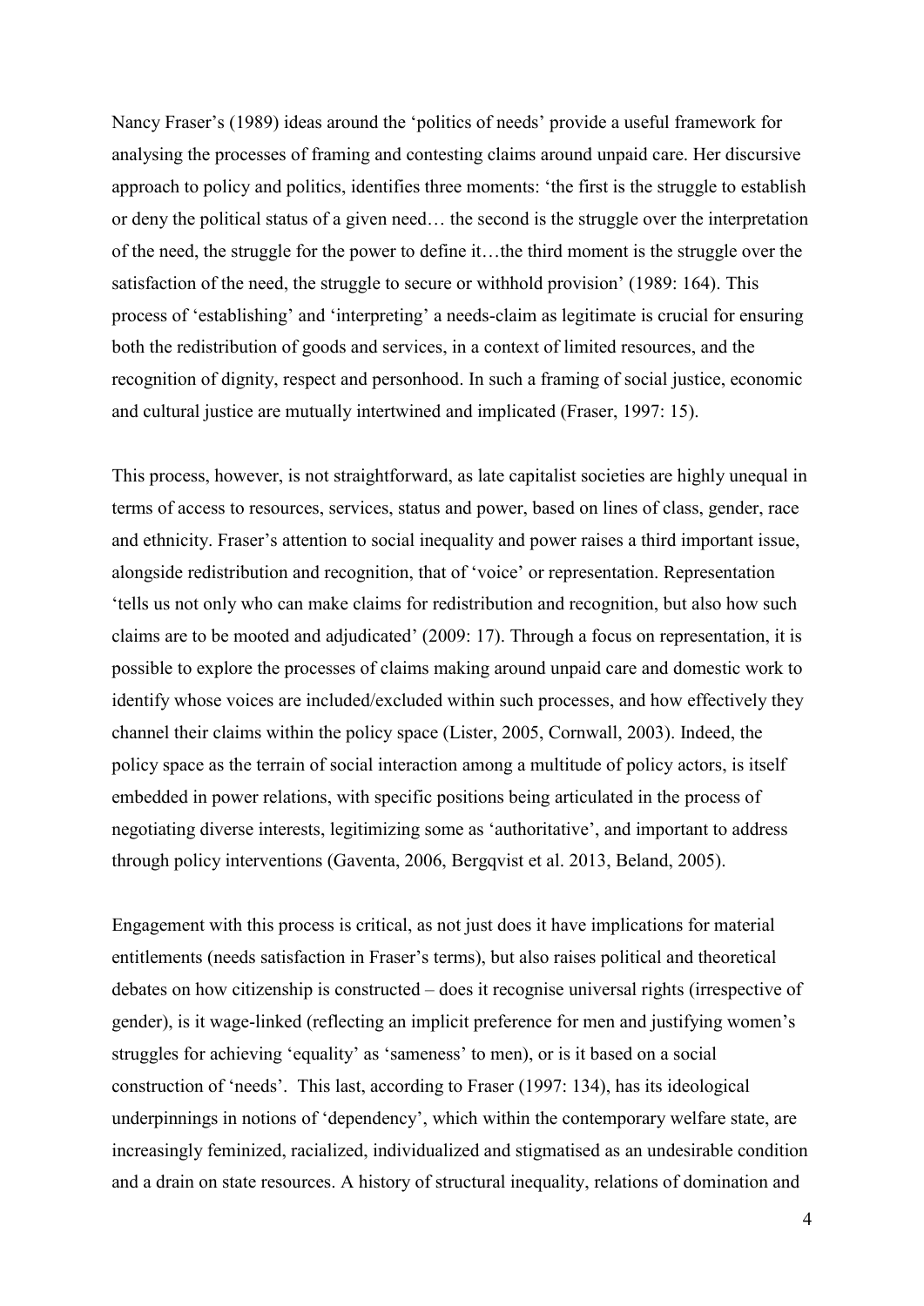Nancy Fraser's (1989) ideas around the 'politics of needs' provide a useful framework for analysing the processes of framing and contesting claims around unpaid care. Her discursive approach to policy and politics, identifies three moments: 'the first is the struggle to establish or deny the political status of a given need… the second is the struggle over the interpretation of the need, the struggle for the power to define it…the third moment is the struggle over the satisfaction of the need, the struggle to secure or withhold provision' (1989: 164). This process of 'establishing' and 'interpreting' a needs-claim as legitimate is crucial for ensuring both the redistribution of goods and services, in a context of limited resources, and the recognition of dignity, respect and personhood. In such a framing of social justice, economic and cultural justice are mutually intertwined and implicated (Fraser, 1997: 15).

This process, however, is not straightforward, as late capitalist societies are highly unequal in terms of access to resources, services, status and power, based on lines of class, gender, race and ethnicity. Fraser's attention to social inequality and power raises a third important issue, alongside redistribution and recognition, that of 'voice' or representation. Representation 'tells us not only who can make claims for redistribution and recognition, but also how such claims are to be mooted and adjudicated' (2009: 17). Through a focus on representation, it is possible to explore the processes of claims making around unpaid care and domestic work to identify whose voices are included/excluded within such processes, and how effectively they channel their claims within the policy space (Lister, 2005, Cornwall, 2003). Indeed, the policy space as the terrain of social interaction among a multitude of policy actors, is itself embedded in power relations, with specific positions being articulated in the process of negotiating diverse interests, legitimizing some as 'authoritative', and important to address through policy interventions (Gaventa, 2006, Bergqvist et al. 2013, Beland, 2005).

Engagement with this process is critical, as not just does it have implications for material entitlements (needs satisfaction in Fraser's terms), but also raises political and theoretical debates on how citizenship is constructed – does it recognise universal rights (irrespective of gender), is it wage-linked (reflecting an implicit preference for men and justifying women's struggles for achieving 'equality' as 'sameness' to men), or is it based on a social construction of 'needs'. This last, according to Fraser (1997: 134), has its ideological underpinnings in notions of 'dependency', which within the contemporary welfare state, are increasingly feminized, racialized, individualized and stigmatised as an undesirable condition and a drain on state resources. A history of structural inequality, relations of domination and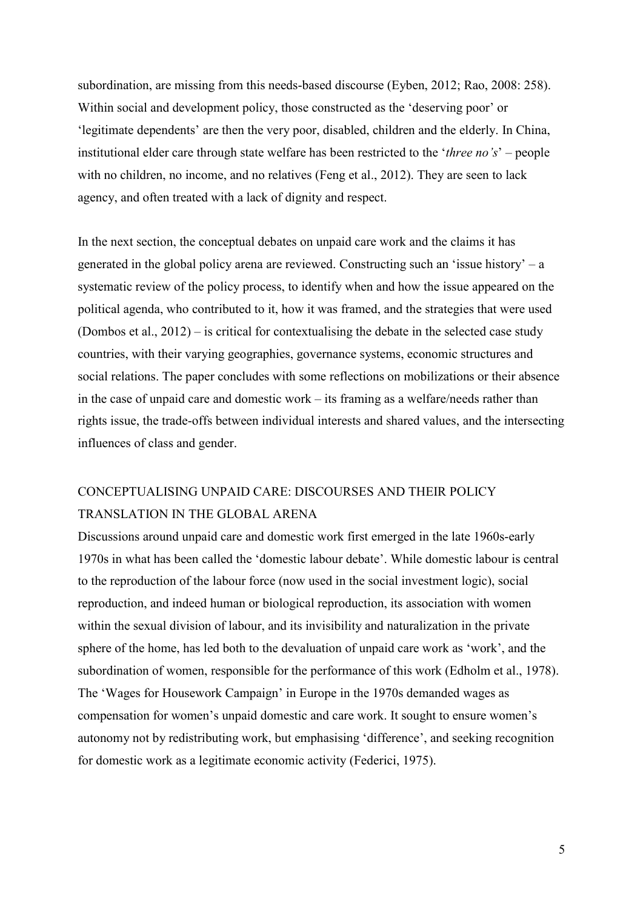subordination, are missing from this needs-based discourse (Eyben, 2012; Rao, 2008: 258). Within social and development policy, those constructed as the 'deserving poor' or 'legitimate dependents' are then the very poor, disabled, children and the elderly. In China, institutional elder care through state welfare has been restricted to the '*three no's*' – people with no children, no income, and no relatives (Feng et al., 2012). They are seen to lack agency, and often treated with a lack of dignity and respect.

In the next section, the conceptual debates on unpaid care work and the claims it has generated in the global policy arena are reviewed. Constructing such an 'issue history' – a systematic review of the policy process, to identify when and how the issue appeared on the political agenda, who contributed to it, how it was framed, and the strategies that were used (Dombos et al., 2012) – is critical for contextualising the debate in the selected case study countries, with their varying geographies, governance systems, economic structures and social relations. The paper concludes with some reflections on mobilizations or their absence in the case of unpaid care and domestic work – its framing as a welfare/needs rather than rights issue, the trade-offs between individual interests and shared values, and the intersecting influences of class and gender.

## CONCEPTUALISING UNPAID CARE: DISCOURSES AND THEIR POLICY TRANSLATION IN THE GLOBAL ARENA

Discussions around unpaid care and domestic work first emerged in the late 1960s-early 1970s in what has been called the 'domestic labour debate'. While domestic labour is central to the reproduction of the labour force (now used in the social investment logic), social reproduction, and indeed human or biological reproduction, its association with women within the sexual division of labour, and its invisibility and naturalization in the private sphere of the home, has led both to the devaluation of unpaid care work as 'work', and the subordination of women, responsible for the performance of this work (Edholm et al., 1978). The 'Wages for Housework Campaign' in Europe in the 1970s demanded wages as compensation for women's unpaid domestic and care work. It sought to ensure women's autonomy not by redistributing work, but emphasising 'difference', and seeking recognition for domestic work as a legitimate economic activity (Federici, 1975).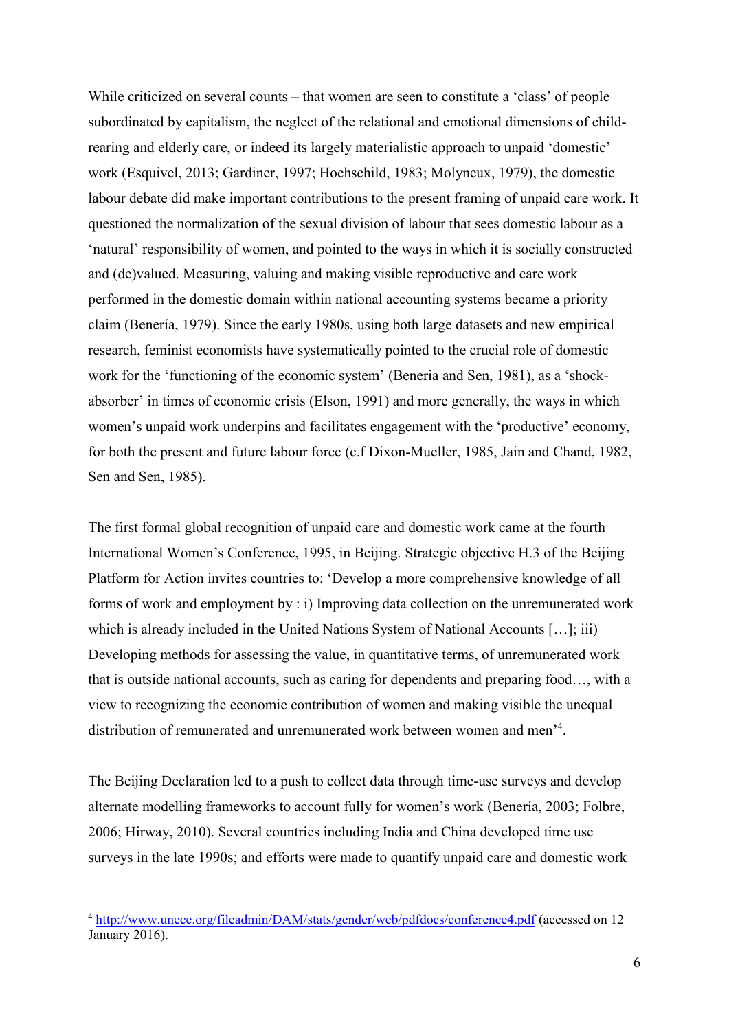While criticized on several counts – that women are seen to constitute a 'class' of people subordinated by capitalism, the neglect of the relational and emotional dimensions of child-rearing and elderly care, or indeed its largely materialistic approach to unpaid 'domestic' work (Esquivel, 2013; Gardiner, 1997; Hochschild, 1983; Molyneux, 1979), the domestic labour debate did make important contributions to the present framing of unpaid care work. It questioned the normalization of the sexual division of labour that sees domestic labour as a 'natural' responsibility of women, and pointed to the ways in which it is socially constructed and (de)valued. Measuring, valuing and making visible reproductive and care work performed in the domestic domain within national accounting systems became a priority claim (Benería, 1979). Since the early 1980s, using both large datasets and new empirical research, feminist economists have systematically pointed to the crucial role of domestic work for the 'functioning of the economic system' (Beneria and Sen, 1981), as a 'shock-absorber' in times of economic crisis (Elson, 1991) and more generally, the ways in which women's unpaid work underpins and facilitates engagement with the 'productive' economy, for both the present and future labour force (c.f Dixon-Mueller, 1985, Jain and Chand, 1982, Sen and Sen, 1985).

The first formal global recognition of unpaid care and domestic work came at the fourth International Women's Conference, 1995, in Beijing. Strategic objective H.3 of the Beijing Platform for Action invites countries to: 'Develop a more comprehensive knowledge of all forms of work and employment by : i) Improving data collection on the unremunerated work which is already included in the United Nations System of National Accounts […]; iii) Developing methods for assessing the value, in quantitative terms, of unremunerated work that is outside national accounts, such as caring for dependents and preparing food…, with a view to recognizing the economic contribution of women and making visible the unequal distribution of remunerated and unremunerated work between women and men'[4].

The Beijing Declaration led to a push to collect data through time-use surveys and develop alternate modelling frameworks to account fully for women's work (Benería, 2003; Folbre, 2006; Hirway, 2010). Several countries including India and China developed time use surveys in the late 1990s; and efforts were made to quantify unpaid care and domestic work

[4] http://www.unece.org/fileadmin/DAM/stats/gender/web/pdfdocs/conference4.pdf (accessed on 12 January 2016).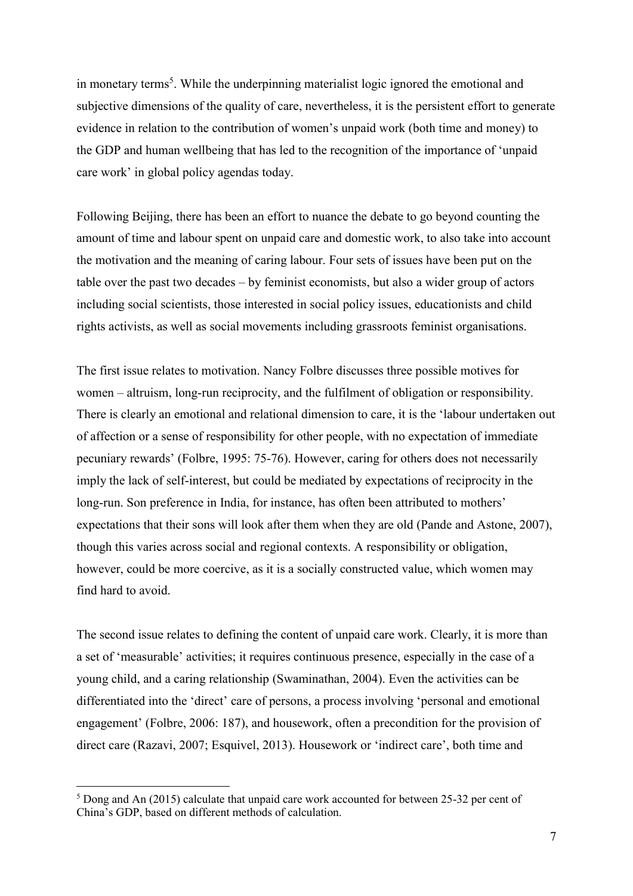in monetary terms[5]. While the underpinning materialist logic ignored the emotional and subjective dimensions of the quality of care, nevertheless, it is the persistent effort to generate evidence in relation to the contribution of women's unpaid work (both time and money) to the GDP and human wellbeing that has led to the recognition of the importance of 'unpaid care work' in global policy agendas today.

Following Beijing, there has been an effort to nuance the debate to go beyond counting the amount of time and labour spent on unpaid care and domestic work, to also take into account the motivation and the meaning of caring labour. Four sets of issues have been put on the table over the past two decades – by feminist economists, but also a wider group of actors including social scientists, those interested in social policy issues, educationists and child rights activists, as well as social movements including grassroots feminist organisations.

The first issue relates to motivation. Nancy Folbre discusses three possible motives for women – altruism, long-run reciprocity, and the fulfilment of obligation or responsibility. There is clearly an emotional and relational dimension to care, it is the 'labour undertaken out of affection or a sense of responsibility for other people, with no expectation of immediate pecuniary rewards' (Folbre, 1995: 75-76). However, caring for others does not necessarily imply the lack of self-interest, but could be mediated by expectations of reciprocity in the long-run. Son preference in India, for instance, has often been attributed to mothers' expectations that their sons will look after them when they are old (Pande and Astone, 2007), though this varies across social and regional contexts. A responsibility or obligation, however, could be more coercive, as it is a socially constructed value, which women may find hard to avoid.

The second issue relates to defining the content of unpaid care work. Clearly, it is more than a set of 'measurable' activities; it requires continuous presence, especially in the case of a young child, and a caring relationship (Swaminathan, 2004). Even the activities can be differentiated into the 'direct' care of persons, a process involving 'personal and emotional engagement' (Folbre, 2006: 187), and housework, often a precondition for the provision of direct care (Razavi, 2007; Esquivel, 2013). Housework or 'indirect care', both time and

[5] Dong and An (2015) calculate that unpaid care work accounted for between 25-32 per cent of China's GDP, based on different methods of calculation.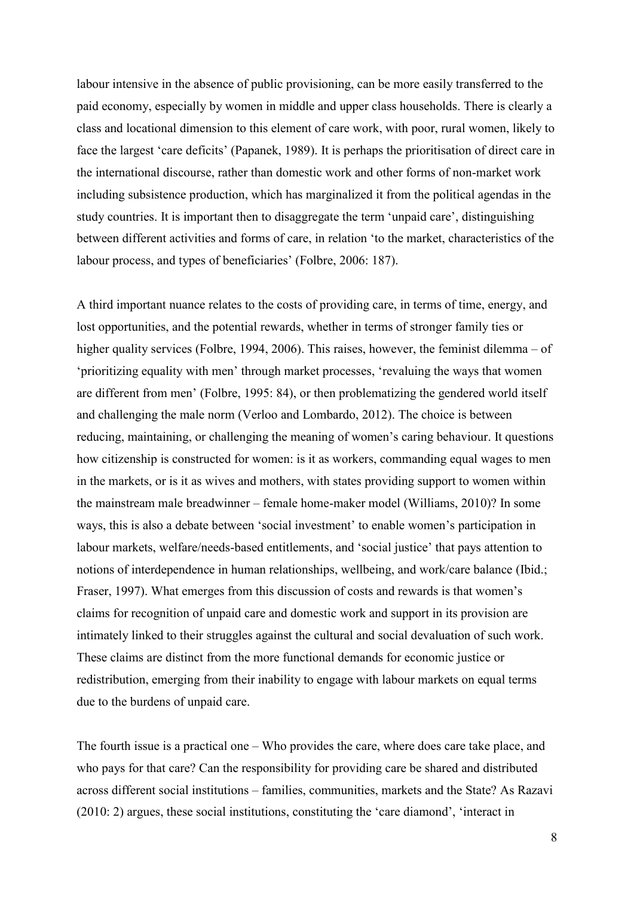labour intensive in the absence of public provisioning, can be more easily transferred to the paid economy, especially by women in middle and upper class households. There is clearly a class and locational dimension to this element of care work, with poor, rural women, likely to face the largest 'care deficits' (Papanek, 1989). It is perhaps the prioritisation of direct care in the international discourse, rather than domestic work and other forms of non-market work including subsistence production, which has marginalized it from the political agendas in the study countries. It is important then to disaggregate the term 'unpaid care', distinguishing between different activities and forms of care, in relation 'to the market, characteristics of the labour process, and types of beneficiaries' (Folbre, 2006: 187).

A third important nuance relates to the costs of providing care, in terms of time, energy, and lost opportunities, and the potential rewards, whether in terms of stronger family ties or higher quality services (Folbre, 1994, 2006). This raises, however, the feminist dilemma – of 'prioritizing equality with men' through market processes, 'revaluing the ways that women are different from men' (Folbre, 1995: 84), or then problematizing the gendered world itself and challenging the male norm (Verloo and Lombardo, 2012). The choice is between reducing, maintaining, or challenging the meaning of women's caring behaviour. It questions how citizenship is constructed for women: is it as workers, commanding equal wages to men in the markets, or is it as wives and mothers, with states providing support to women within the mainstream male breadwinner – female home-maker model (Williams, 2010)? In some ways, this is also a debate between 'social investment' to enable women's participation in labour markets, welfare/needs-based entitlements, and 'social justice' that pays attention to notions of interdependence in human relationships, wellbeing, and work/care balance (Ibid.; Fraser, 1997). What emerges from this discussion of costs and rewards is that women's claims for recognition of unpaid care and domestic work and support in its provision are intimately linked to their struggles against the cultural and social devaluation of such work. These claims are distinct from the more functional demands for economic justice or redistribution, emerging from their inability to engage with labour markets on equal terms due to the burdens of unpaid care.

The fourth issue is a practical one – Who provides the care, where does care take place, and who pays for that care? Can the responsibility for providing care be shared and distributed across different social institutions – families, communities, markets and the State? As Razavi (2010: 2) argues, these social institutions, constituting the 'care diamond', 'interact in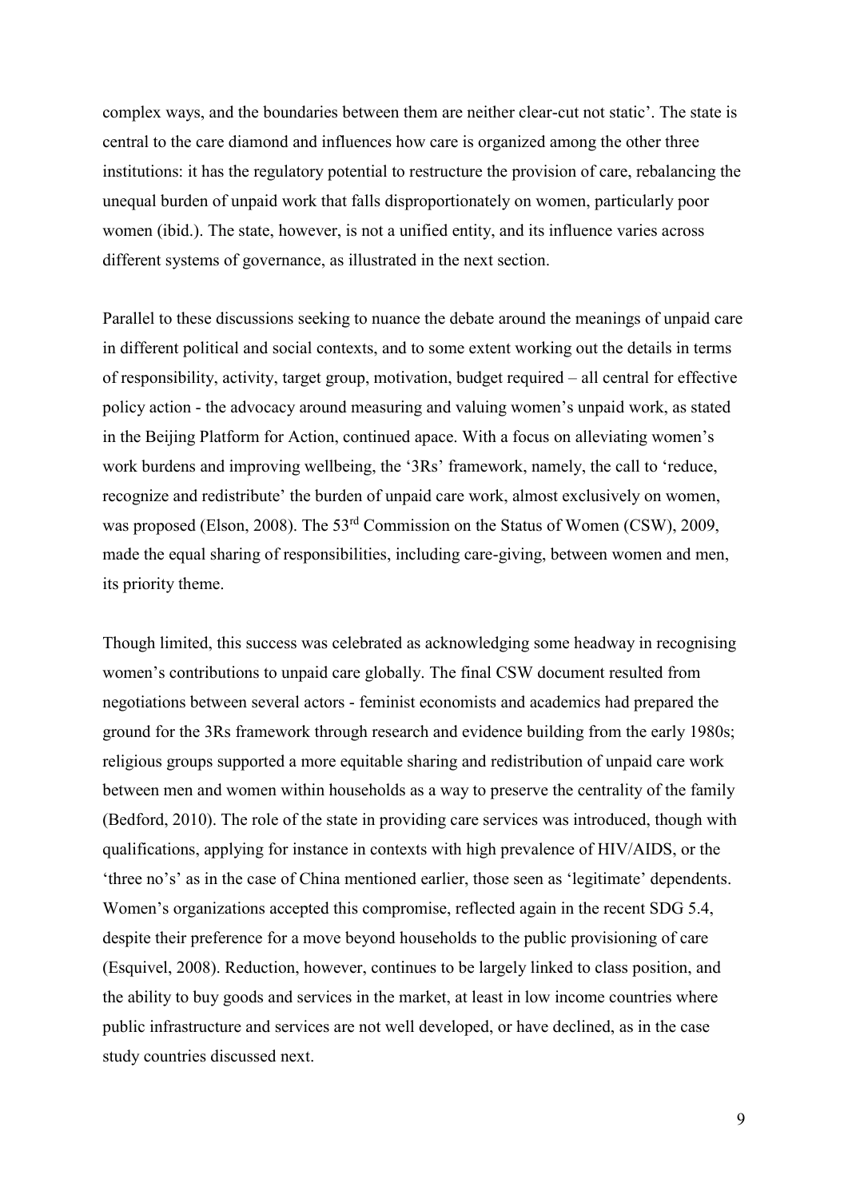complex ways, and the boundaries between them are neither clear-cut not static'. The state is central to the care diamond and influences how care is organized among the other three institutions: it has the regulatory potential to restructure the provision of care, rebalancing the unequal burden of unpaid work that falls disproportionately on women, particularly poor women (ibid.). The state, however, is not a unified entity, and its influence varies across different systems of governance, as illustrated in the next section.

Parallel to these discussions seeking to nuance the debate around the meanings of unpaid care in different political and social contexts, and to some extent working out the details in terms of responsibility, activity, target group, motivation, budget required – all central for effective policy action - the advocacy around measuring and valuing women's unpaid work, as stated in the Beijing Platform for Action, continued apace. With a focus on alleviating women's work burdens and improving wellbeing, the '3Rs' framework, namely, the call to 'reduce, recognize and redistribute' the burden of unpaid care work, almost exclusively on women, was proposed (Elson, 2008). The 53rd Commission on the Status of Women (CSW), 2009, made the equal sharing of responsibilities, including care-giving, between women and men, its priority theme.

Though limited, this success was celebrated as acknowledging some headway in recognising women's contributions to unpaid care globally. The final CSW document resulted from negotiations between several actors - feminist economists and academics had prepared the ground for the 3Rs framework through research and evidence building from the early 1980s; religious groups supported a more equitable sharing and redistribution of unpaid care work between men and women within households as a way to preserve the centrality of the family (Bedford, 2010). The role of the state in providing care services was introduced, though with qualifications, applying for instance in contexts with high prevalence of HIV/AIDS, or the 'three no's' as in the case of China mentioned earlier, those seen as 'legitimate' dependents. Women's organizations accepted this compromise, reflected again in the recent SDG 5.4, despite their preference for a move beyond households to the public provisioning of care (Esquivel, 2008). Reduction, however, continues to be largely linked to class position, and the ability to buy goods and services in the market, at least in low income countries where public infrastructure and services are not well developed, or have declined, as in the case study countries discussed next.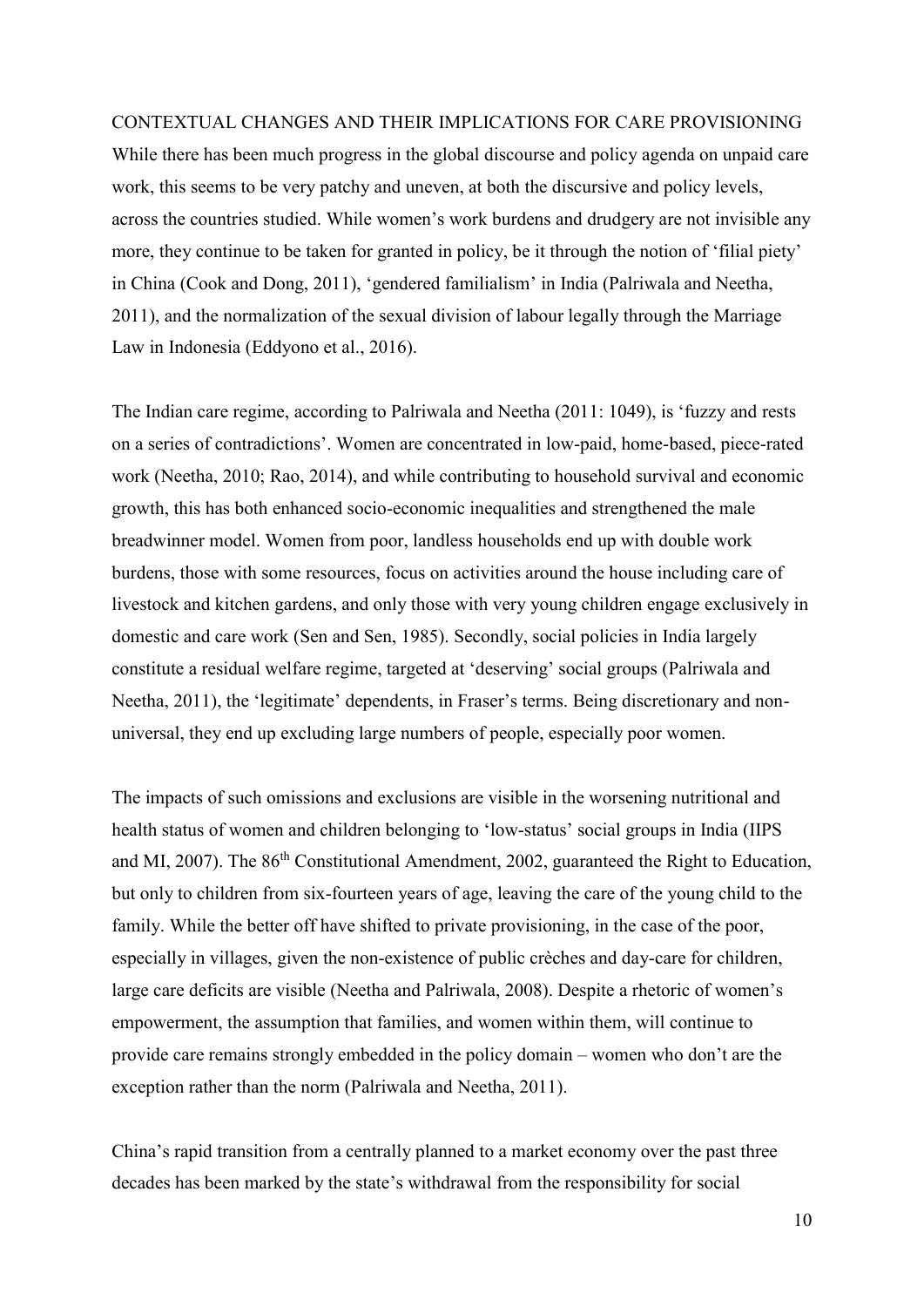## CONTEXTUAL CHANGES AND THEIR IMPLICATIONS FOR CARE PROVISIONING

While there has been much progress in the global discourse and policy agenda on unpaid care work, this seems to be very patchy and uneven, at both the discursive and policy levels, across the countries studied. While women's work burdens and drudgery are not invisible any more, they continue to be taken for granted in policy, be it through the notion of 'filial piety' in China (Cook and Dong, 2011), 'gendered familialism' in India (Palriwala and Neetha, 2011), and the normalization of the sexual division of labour legally through the Marriage Law in Indonesia (Eddyono et al., 2016).

The Indian care regime, according to Palriwala and Neetha (2011: 1049), is 'fuzzy and rests on a series of contradictions'. Women are concentrated in low-paid, home-based, piece-rated work (Neetha, 2010; Rao, 2014), and while contributing to household survival and economic growth, this has both enhanced socio-economic inequalities and strengthened the male breadwinner model. Women from poor, landless households end up with double work burdens, those with some resources, focus on activities around the house including care of livestock and kitchen gardens, and only those with very young children engage exclusively in domestic and care work (Sen and Sen, 1985). Secondly, social policies in India largely constitute a residual welfare regime, targeted at 'deserving' social groups (Palriwala and Neetha, 2011), the 'legitimate' dependents, in Fraser's terms. Being discretionary and non-universal, they end up excluding large numbers of people, especially poor women.

The impacts of such omissions and exclusions are visible in the worsening nutritional and health status of women and children belonging to 'low-status' social groups in India (IIPS and MI, 2007). The 86th Constitutional Amendment, 2002, guaranteed the Right to Education, but only to children from six-fourteen years of age, leaving the care of the young child to the family. While the better off have shifted to private provisioning, in the case of the poor, especially in villages, given the non-existence of public crèches and day-care for children, large care deficits are visible (Neetha and Palriwala, 2008). Despite a rhetoric of women's empowerment, the assumption that families, and women within them, will continue to provide care remains strongly embedded in the policy domain – women who don't are the exception rather than the norm (Palriwala and Neetha, 2011).

China's rapid transition from a centrally planned to a market economy over the past three decades has been marked by the state's withdrawal from the responsibility for social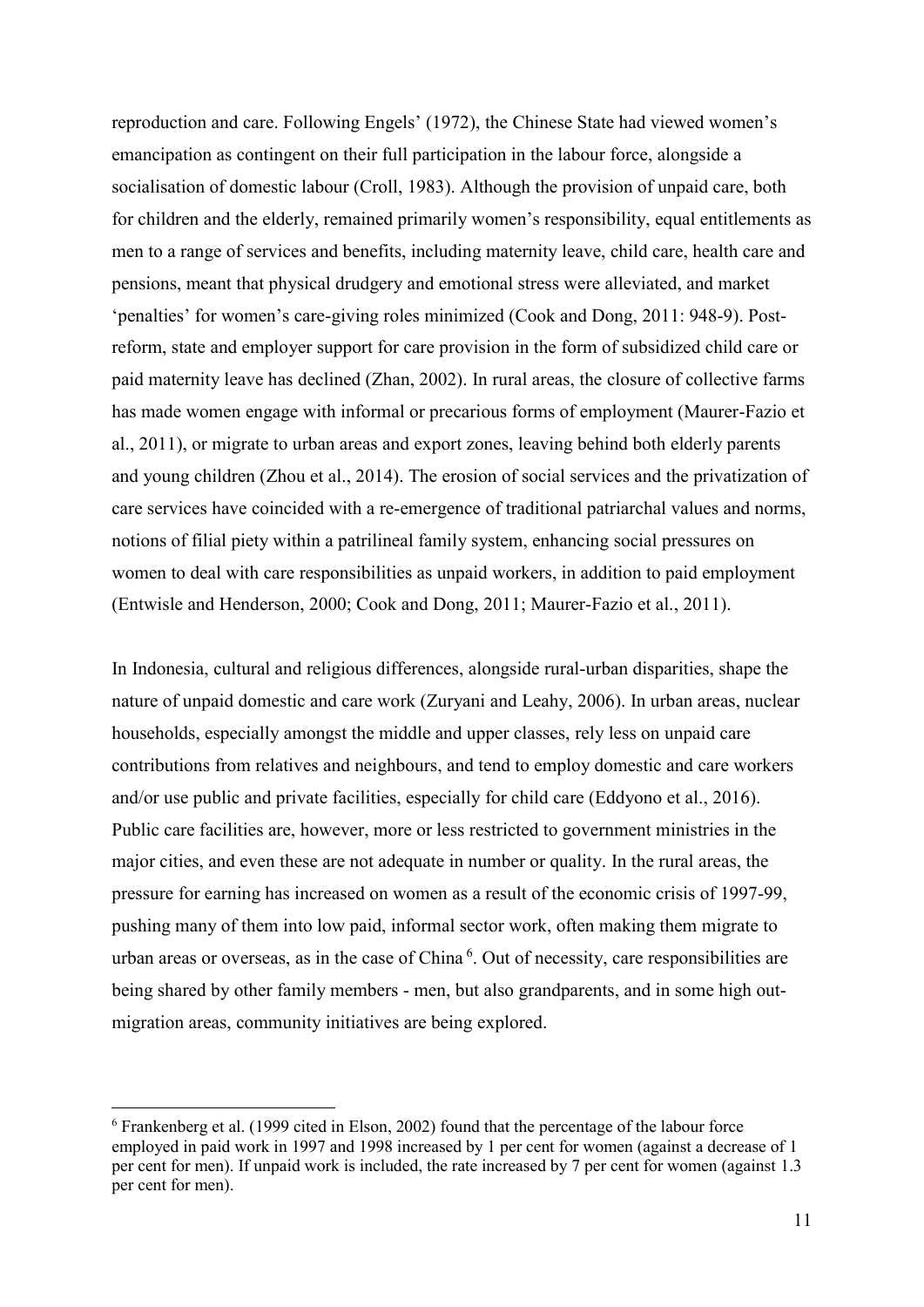reproduction and care. Following Engels' (1972), the Chinese State had viewed women's emancipation as contingent on their full participation in the labour force, alongside a socialisation of domestic labour (Croll, 1983). Although the provision of unpaid care, both for children and the elderly, remained primarily women's responsibility, equal entitlements as men to a range of services and benefits, including maternity leave, child care, health care and pensions, meant that physical drudgery and emotional stress were alleviated, and market 'penalties' for women's care-giving roles minimized (Cook and Dong, 2011: 948-9). Post-reform, state and employer support for care provision in the form of subsidized child care or paid maternity leave has declined (Zhan, 2002). In rural areas, the closure of collective farms has made women engage with informal or precarious forms of employment (Maurer-Fazio et al., 2011), or migrate to urban areas and export zones, leaving behind both elderly parents and young children (Zhou et al., 2014). The erosion of social services and the privatization of care services have coincided with a re-emergence of traditional patriarchal values and norms, notions of filial piety within a patrilineal family system, enhancing social pressures on women to deal with care responsibilities as unpaid workers, in addition to paid employment (Entwisle and Henderson, 2000; Cook and Dong, 2011; Maurer-Fazio et al., 2011).

In Indonesia, cultural and religious differences, alongside rural-urban disparities, shape the nature of unpaid domestic and care work (Zuryani and Leahy, 2006). In urban areas, nuclear households, especially amongst the middle and upper classes, rely less on unpaid care contributions from relatives and neighbours, and tend to employ domestic and care workers and/or use public and private facilities, especially for child care (Eddyono et al., 2016). Public care facilities are, however, more or less restricted to government ministries in the major cities, and even these are not adequate in number or quality. In the rural areas, the pressure for earning has increased on women as a result of the economic crisis of 1997-99, pushing many of them into low paid, informal sector work, often making them migrate to urban areas or overseas, as in the case of China [6]. Out of necessity, care responsibilities are being shared by other family members - men, but also grandparents, and in some high out-migration areas, community initiatives are being explored.

[6] Frankenberg et al. (1999 cited in Elson, 2002) found that the percentage of the labour force employed in paid work in 1997 and 1998 increased by 1 per cent for women (against a decrease of 1 per cent for men). If unpaid work is included, the rate increased by 7 per cent for women (against 1.3 per cent for men).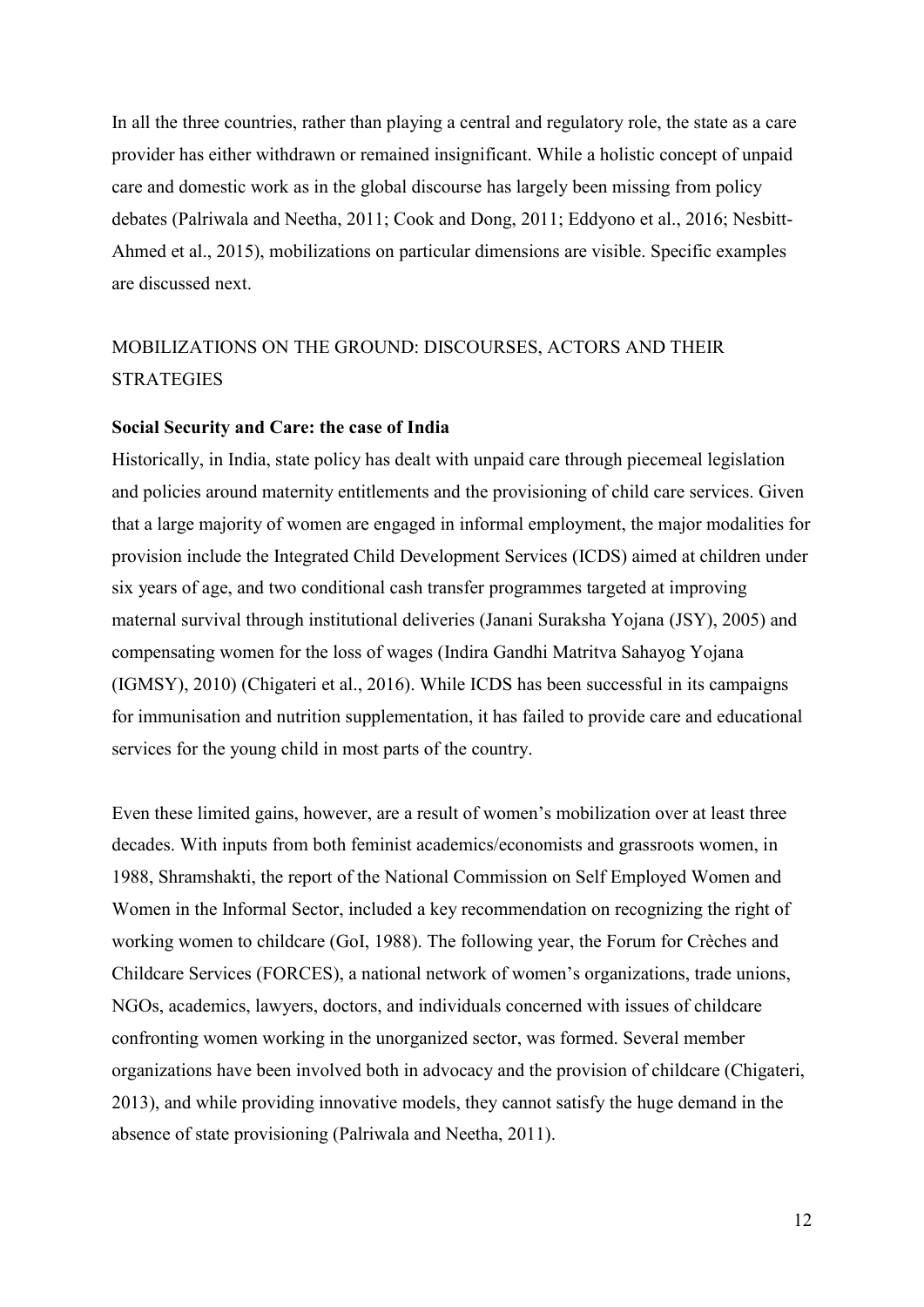In all the three countries, rather than playing a central and regulatory role, the state as a care provider has either withdrawn or remained insignificant. While a holistic concept of unpaid care and domestic work as in the global discourse has largely been missing from policy debates (Palriwala and Neetha, 2011; Cook and Dong, 2011; Eddyono et al., 2016; Nesbitt-Ahmed et al., 2015), mobilizations on particular dimensions are visible. Specific examples are discussed next.

## MOBILIZATIONS ON THE GROUND: DISCOURSES, ACTORS AND THEIR STRATEGIES

### Social Security and Care: the case of India

Historically, in India, state policy has dealt with unpaid care through piecemeal legislation and policies around maternity entitlements and the provisioning of child care services. Given that a large majority of women are engaged in informal employment, the major modalities for provision include the Integrated Child Development Services (ICDS) aimed at children under six years of age, and two conditional cash transfer programmes targeted at improving maternal survival through institutional deliveries (Janani Suraksha Yojana (JSY), 2005) and compensating women for the loss of wages (Indira Gandhi Matritva Sahayog Yojana (IGMSY), 2010) (Chigateri et al., 2016). While ICDS has been successful in its campaigns for immunisation and nutrition supplementation, it has failed to provide care and educational services for the young child in most parts of the country.

Even these limited gains, however, are a result of women's mobilization over at least three decades. With inputs from both feminist academics/economists and grassroots women, in 1988, Shramshakti, the report of the National Commission on Self Employed Women and Women in the Informal Sector, included a key recommendation on recognizing the right of working women to childcare (GoI, 1988). The following year, the Forum for Crèches and Childcare Services (FORCES), a national network of women's organizations, trade unions, NGOs, academics, lawyers, doctors, and individuals concerned with issues of childcare confronting women working in the unorganized sector, was formed. Several member organizations have been involved both in advocacy and the provision of childcare (Chigateri, 2013), and while providing innovative models, they cannot satisfy the huge demand in the absence of state provisioning (Palriwala and Neetha, 2011).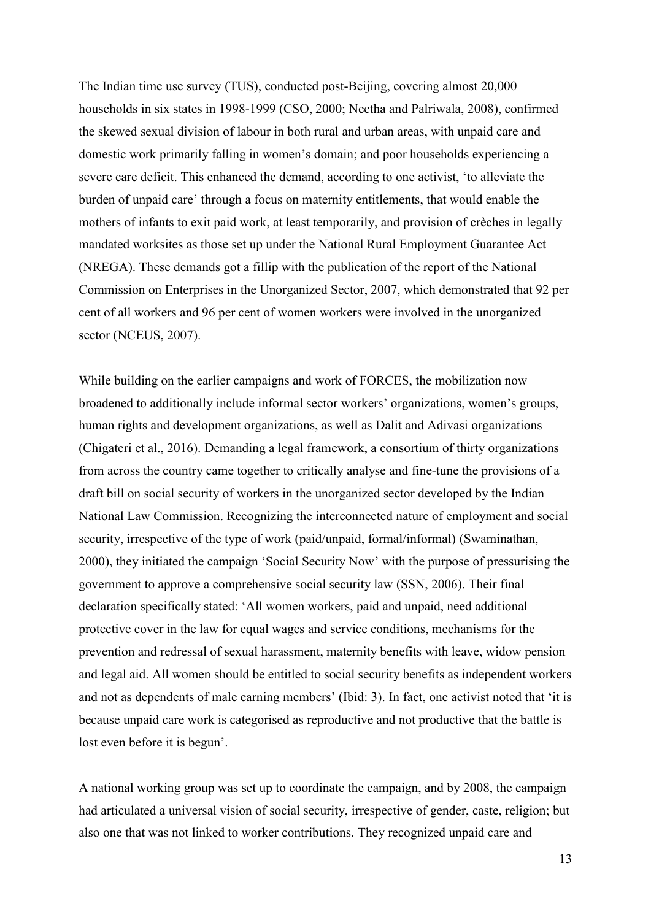The Indian time use survey (TUS), conducted post-Beijing, covering almost 20,000 households in six states in 1998-1999 (CSO, 2000; Neetha and Palriwala, 2008), confirmed the skewed sexual division of labour in both rural and urban areas, with unpaid care and domestic work primarily falling in women's domain; and poor households experiencing a severe care deficit. This enhanced the demand, according to one activist, 'to alleviate the burden of unpaid care' through a focus on maternity entitlements, that would enable the mothers of infants to exit paid work, at least temporarily, and provision of crèches in legally mandated worksites as those set up under the National Rural Employment Guarantee Act (NREGA). These demands got a fillip with the publication of the report of the National Commission on Enterprises in the Unorganized Sector, 2007, which demonstrated that 92 per cent of all workers and 96 per cent of women workers were involved in the unorganized sector (NCEUS, 2007).

While building on the earlier campaigns and work of FORCES, the mobilization now broadened to additionally include informal sector workers' organizations, women's groups, human rights and development organizations, as well as Dalit and Adivasi organizations (Chigateri et al., 2016). Demanding a legal framework, a consortium of thirty organizations from across the country came together to critically analyse and fine-tune the provisions of a draft bill on social security of workers in the unorganized sector developed by the Indian National Law Commission. Recognizing the interconnected nature of employment and social security, irrespective of the type of work (paid/unpaid, formal/informal) (Swaminathan, 2000), they initiated the campaign 'Social Security Now' with the purpose of pressurising the government to approve a comprehensive social security law (SSN, 2006). Their final declaration specifically stated: 'All women workers, paid and unpaid, need additional protective cover in the law for equal wages and service conditions, mechanisms for the prevention and redressal of sexual harassment, maternity benefits with leave, widow pension and legal aid. All women should be entitled to social security benefits as independent workers and not as dependents of male earning members' (Ibid: 3). In fact, one activist noted that 'it is because unpaid care work is categorised as reproductive and not productive that the battle is lost even before it is begun'.

A national working group was set up to coordinate the campaign, and by 2008, the campaign had articulated a universal vision of social security, irrespective of gender, caste, religion; but also one that was not linked to worker contributions. They recognized unpaid care and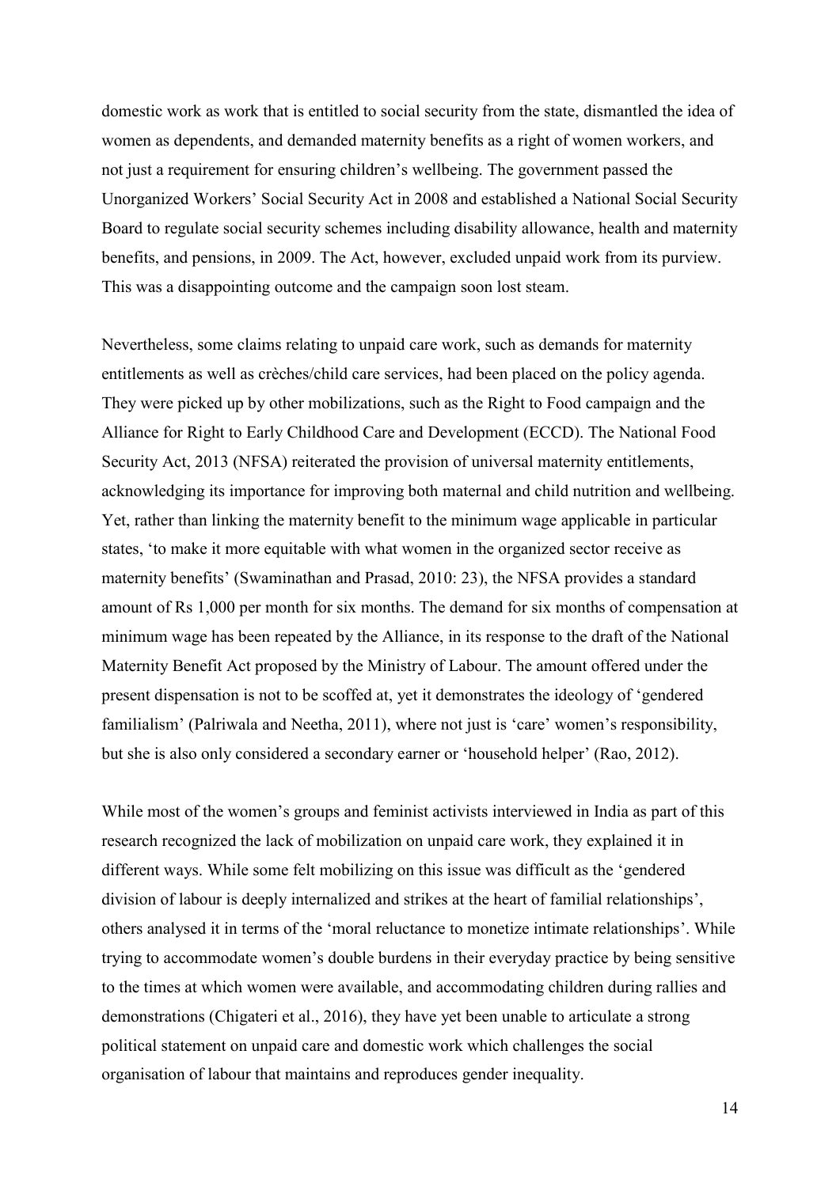domestic work as work that is entitled to social security from the state, dismantled the idea of women as dependents, and demanded maternity benefits as a right of women workers, and not just a requirement for ensuring children's wellbeing. The government passed the Unorganized Workers' Social Security Act in 2008 and established a National Social Security Board to regulate social security schemes including disability allowance, health and maternity benefits, and pensions, in 2009. The Act, however, excluded unpaid work from its purview. This was a disappointing outcome and the campaign soon lost steam.

Nevertheless, some claims relating to unpaid care work, such as demands for maternity entitlements as well as crèches/child care services, had been placed on the policy agenda. They were picked up by other mobilizations, such as the Right to Food campaign and the Alliance for Right to Early Childhood Care and Development (ECCD). The National Food Security Act, 2013 (NFSA) reiterated the provision of universal maternity entitlements, acknowledging its importance for improving both maternal and child nutrition and wellbeing. Yet, rather than linking the maternity benefit to the minimum wage applicable in particular states, 'to make it more equitable with what women in the organized sector receive as maternity benefits' (Swaminathan and Prasad, 2010: 23), the NFSA provides a standard amount of Rs 1,000 per month for six months. The demand for six months of compensation at minimum wage has been repeated by the Alliance, in its response to the draft of the National Maternity Benefit Act proposed by the Ministry of Labour. The amount offered under the present dispensation is not to be scoffed at, yet it demonstrates the ideology of 'gendered familialism' (Palriwala and Neetha, 2011), where not just is 'care' women's responsibility, but she is also only considered a secondary earner or 'household helper' (Rao, 2012).

While most of the women's groups and feminist activists interviewed in India as part of this research recognized the lack of mobilization on unpaid care work, they explained it in different ways. While some felt mobilizing on this issue was difficult as the 'gendered division of labour is deeply internalized and strikes at the heart of familial relationships', others analysed it in terms of the 'moral reluctance to monetize intimate relationships'. While trying to accommodate women's double burdens in their everyday practice by being sensitive to the times at which women were available, and accommodating children during rallies and demonstrations (Chigateri et al., 2016), they have yet been unable to articulate a strong political statement on unpaid care and domestic work which challenges the social organisation of labour that maintains and reproduces gender inequality.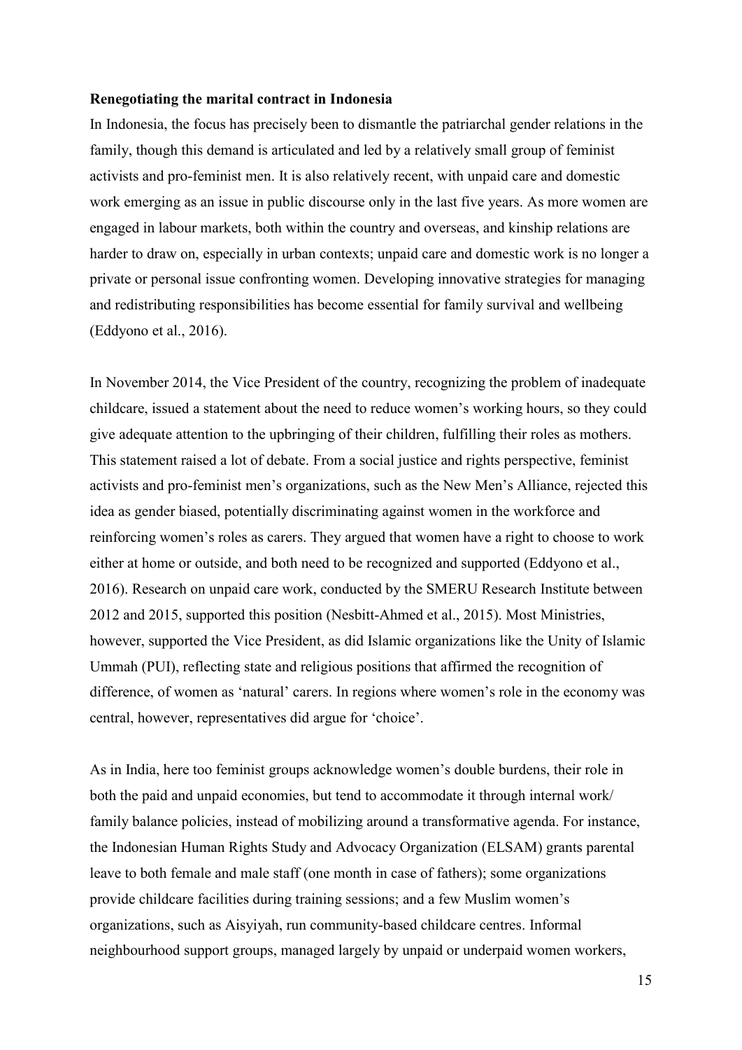**Renegotiating the marital contract in Indonesia**

In Indonesia, the focus has precisely been to dismantle the patriarchal gender relations in the family, though this demand is articulated and led by a relatively small group of feminist activists and pro-feminist men. It is also relatively recent, with unpaid care and domestic work emerging as an issue in public discourse only in the last five years. As more women are engaged in labour markets, both within the country and overseas, and kinship relations are harder to draw on, especially in urban contexts; unpaid care and domestic work is no longer a private or personal issue confronting women. Developing innovative strategies for managing and redistributing responsibilities has become essential for family survival and wellbeing (Eddyono et al., 2016).

In November 2014, the Vice President of the country, recognizing the problem of inadequate childcare, issued a statement about the need to reduce women's working hours, so they could give adequate attention to the upbringing of their children, fulfilling their roles as mothers. This statement raised a lot of debate. From a social justice and rights perspective, feminist activists and pro-feminist men's organizations, such as the New Men's Alliance, rejected this idea as gender biased, potentially discriminating against women in the workforce and reinforcing women's roles as carers. They argued that women have a right to choose to work either at home or outside, and both need to be recognized and supported (Eddyono et al., 2016). Research on unpaid care work, conducted by the SMERU Research Institute between 2012 and 2015, supported this position (Nesbitt-Ahmed et al., 2015). Most Ministries, however, supported the Vice President, as did Islamic organizations like the Unity of Islamic Ummah (PUI), reflecting state and religious positions that affirmed the recognition of difference, of women as 'natural' carers. In regions where women's role in the economy was central, however, representatives did argue for 'choice'.

As in India, here too feminist groups acknowledge women's double burdens, their role in both the paid and unpaid economies, but tend to accommodate it through internal work/ family balance policies, instead of mobilizing around a transformative agenda. For instance, the Indonesian Human Rights Study and Advocacy Organization (ELSAM) grants parental leave to both female and male staff (one month in case of fathers); some organizations provide childcare facilities during training sessions; and a few Muslim women's organizations, such as Aisyiyah, run community-based childcare centres. Informal neighbourhood support groups, managed largely by unpaid or underpaid women workers,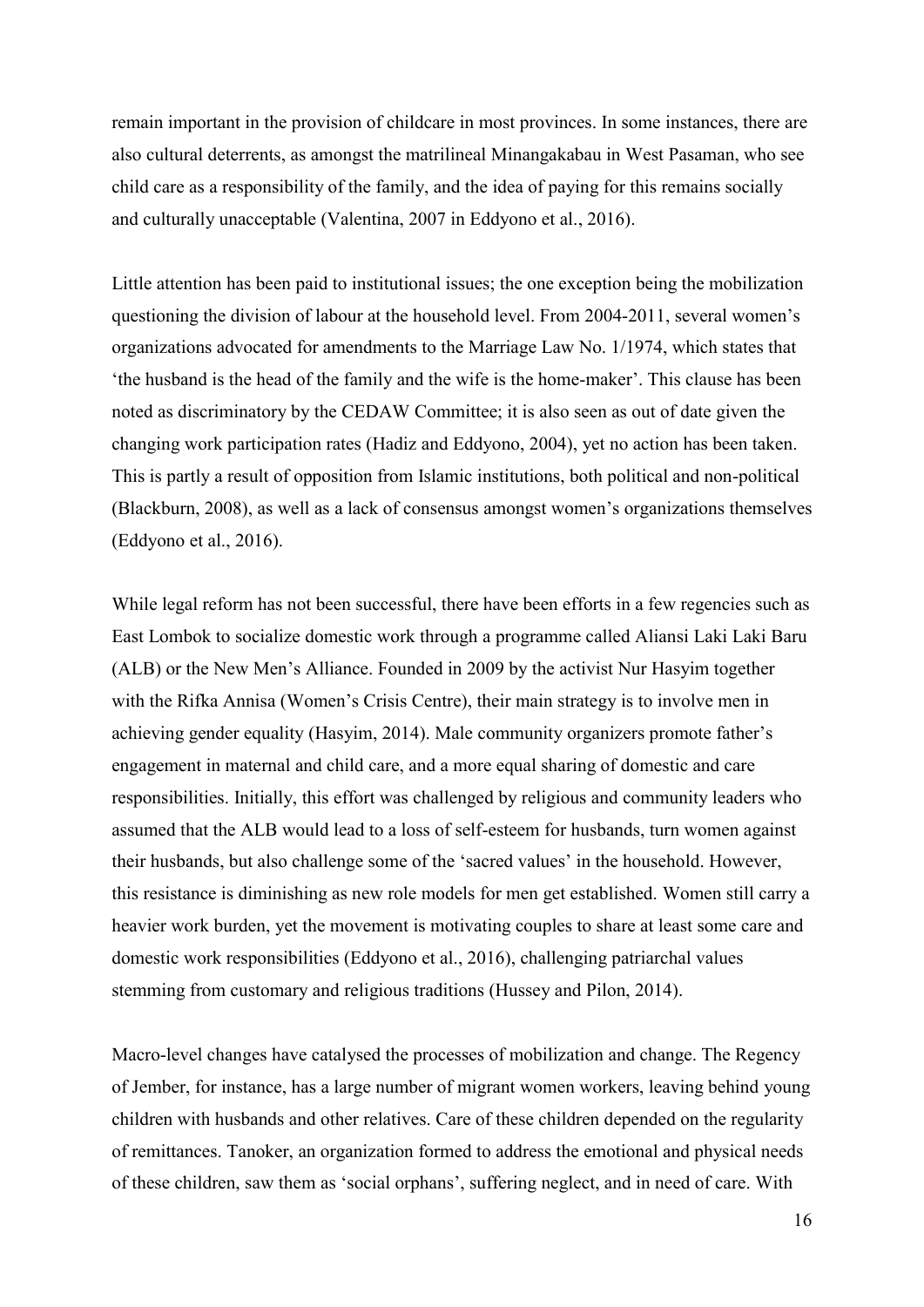remain important in the provision of childcare in most provinces. In some instances, there are also cultural deterrents, as amongst the matrilineal Minangakabau in West Pasaman, who see child care as a responsibility of the family, and the idea of paying for this remains socially and culturally unacceptable (Valentina, 2007 in Eddyono et al., 2016).

Little attention has been paid to institutional issues; the one exception being the mobilization questioning the division of labour at the household level. From 2004-2011, several women's organizations advocated for amendments to the Marriage Law No. 1/1974, which states that 'the husband is the head of the family and the wife is the home-maker'. This clause has been noted as discriminatory by the CEDAW Committee; it is also seen as out of date given the changing work participation rates (Hadiz and Eddyono, 2004), yet no action has been taken. This is partly a result of opposition from Islamic institutions, both political and non-political (Blackburn, 2008), as well as a lack of consensus amongst women's organizations themselves (Eddyono et al., 2016).

While legal reform has not been successful, there have been efforts in a few regencies such as East Lombok to socialize domestic work through a programme called Aliansi Laki Laki Baru (ALB) or the New Men's Alliance. Founded in 2009 by the activist Nur Hasyim together with the Rifka Annisa (Women's Crisis Centre), their main strategy is to involve men in achieving gender equality (Hasyim, 2014). Male community organizers promote father's engagement in maternal and child care, and a more equal sharing of domestic and care responsibilities. Initially, this effort was challenged by religious and community leaders who assumed that the ALB would lead to a loss of self-esteem for husbands, turn women against their husbands, but also challenge some of the 'sacred values' in the household. However, this resistance is diminishing as new role models for men get established. Women still carry a heavier work burden, yet the movement is motivating couples to share at least some care and domestic work responsibilities (Eddyono et al., 2016), challenging patriarchal values stemming from customary and religious traditions (Hussey and Pilon, 2014).

Macro-level changes have catalysed the processes of mobilization and change. The Regency of Jember, for instance, has a large number of migrant women workers, leaving behind young children with husbands and other relatives. Care of these children depended on the regularity of remittances. Tanoker, an organization formed to address the emotional and physical needs of these children, saw them as 'social orphans', suffering neglect, and in need of care. With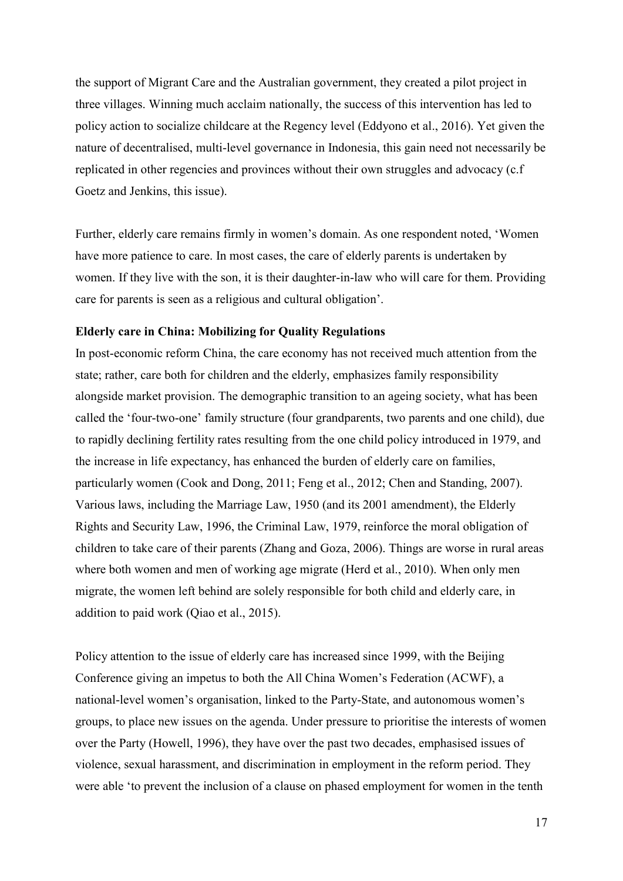the support of Migrant Care and the Australian government, they created a pilot project in three villages. Winning much acclaim nationally, the success of this intervention has led to policy action to socialize childcare at the Regency level (Eddyono et al., 2016). Yet given the nature of decentralised, multi-level governance in Indonesia, this gain need not necessarily be replicated in other regencies and provinces without their own struggles and advocacy (c.f Goetz and Jenkins, this issue).

Further, elderly care remains firmly in women's domain. As one respondent noted, 'Women have more patience to care. In most cases, the care of elderly parents is undertaken by women. If they live with the son, it is their daughter-in-law who will care for them. Providing care for parents is seen as a religious and cultural obligation'.

**Elderly care in China: Mobilizing for Quality Regulations**

In post-economic reform China, the care economy has not received much attention from the state; rather, care both for children and the elderly, emphasizes family responsibility alongside market provision. The demographic transition to an ageing society, what has been called the 'four-two-one' family structure (four grandparents, two parents and one child), due to rapidly declining fertility rates resulting from the one child policy introduced in 1979, and the increase in life expectancy, has enhanced the burden of elderly care on families, particularly women (Cook and Dong, 2011; Feng et al., 2012; Chen and Standing, 2007). Various laws, including the Marriage Law, 1950 (and its 2001 amendment), the Elderly Rights and Security Law, 1996, the Criminal Law, 1979, reinforce the moral obligation of children to take care of their parents (Zhang and Goza, 2006). Things are worse in rural areas where both women and men of working age migrate (Herd et al., 2010). When only men migrate, the women left behind are solely responsible for both child and elderly care, in addition to paid work (Qiao et al., 2015).

Policy attention to the issue of elderly care has increased since 1999, with the Beijing Conference giving an impetus to both the All China Women's Federation (ACWF), a national-level women's organisation, linked to the Party-State, and autonomous women's groups, to place new issues on the agenda. Under pressure to prioritise the interests of women over the Party (Howell, 1996), they have over the past two decades, emphasised issues of violence, sexual harassment, and discrimination in employment in the reform period. They were able 'to prevent the inclusion of a clause on phased employment for women in the tenth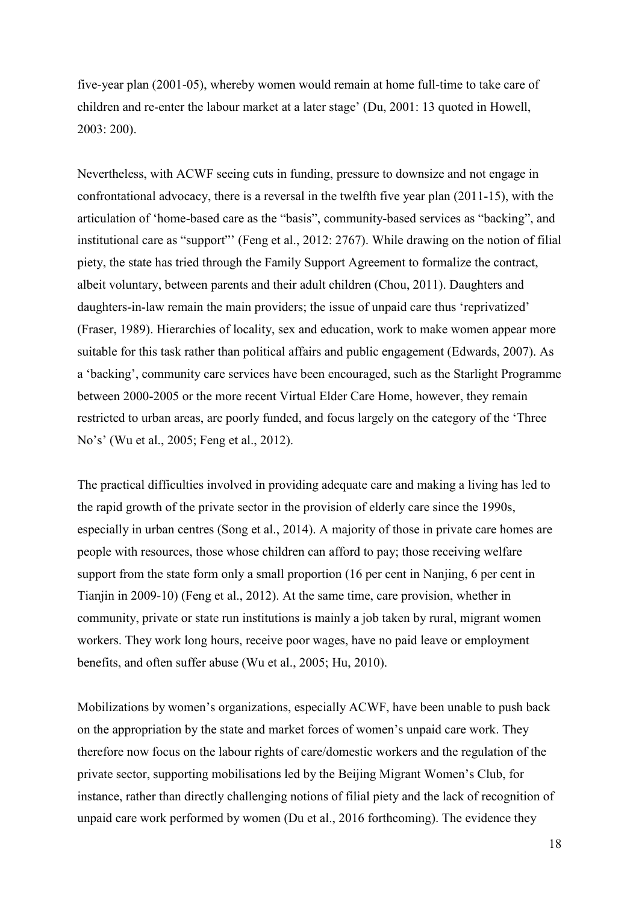five-year plan (2001-05), whereby women would remain at home full-time to take care of children and re-enter the labour market at a later stage' (Du, 2001: 13 quoted in Howell, 2003: 200).

Nevertheless, with ACWF seeing cuts in funding, pressure to downsize and not engage in confrontational advocacy, there is a reversal in the twelfth five year plan (2011-15), with the articulation of 'home-based care as the "basis", community-based services as "backing", and institutional care as "support"' (Feng et al., 2012: 2767). While drawing on the notion of filial piety, the state has tried through the Family Support Agreement to formalize the contract, albeit voluntary, between parents and their adult children (Chou, 2011). Daughters and daughters-in-law remain the main providers; the issue of unpaid care thus 'reprivatized' (Fraser, 1989). Hierarchies of locality, sex and education, work to make women appear more suitable for this task rather than political affairs and public engagement (Edwards, 2007). As a 'backing', community care services have been encouraged, such as the Starlight Programme between 2000-2005 or the more recent Virtual Elder Care Home, however, they remain restricted to urban areas, are poorly funded, and focus largely on the category of the 'Three No's' (Wu et al., 2005; Feng et al., 2012).

The practical difficulties involved in providing adequate care and making a living has led to the rapid growth of the private sector in the provision of elderly care since the 1990s, especially in urban centres (Song et al., 2014). A majority of those in private care homes are people with resources, those whose children can afford to pay; those receiving welfare support from the state form only a small proportion (16 per cent in Nanjing, 6 per cent in Tianjin in 2009-10) (Feng et al., 2012). At the same time, care provision, whether in community, private or state run institutions is mainly a job taken by rural, migrant women workers. They work long hours, receive poor wages, have no paid leave or employment benefits, and often suffer abuse (Wu et al., 2005; Hu, 2010).

Mobilizations by women's organizations, especially ACWF, have been unable to push back on the appropriation by the state and market forces of women's unpaid care work. They therefore now focus on the labour rights of care/domestic workers and the regulation of the private sector, supporting mobilisations led by the Beijing Migrant Women's Club, for instance, rather than directly challenging notions of filial piety and the lack of recognition of unpaid care work performed by women (Du et al., 2016 forthcoming). The evidence they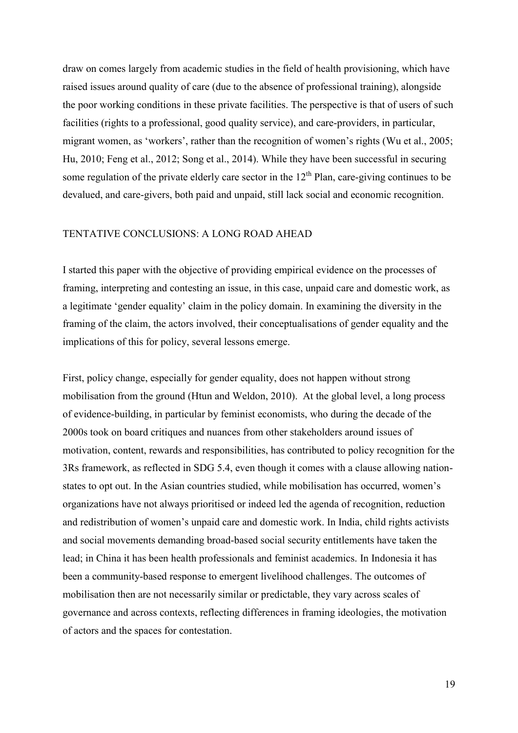draw on comes largely from academic studies in the field of health provisioning, which have raised issues around quality of care (due to the absence of professional training), alongside the poor working conditions in these private facilities. The perspective is that of users of such facilities (rights to a professional, good quality service), and care-providers, in particular, migrant women, as 'workers', rather than the recognition of women's rights (Wu et al., 2005; Hu, 2010; Feng et al., 2012; Song et al., 2014). While they have been successful in securing some regulation of the private elderly care sector in the 12[th] Plan, care-giving continues to be devalued, and care-givers, both paid and unpaid, still lack social and economic recognition.

## TENTATIVE CONCLUSIONS: A LONG ROAD AHEAD

I started this paper with the objective of providing empirical evidence on the processes of framing, interpreting and contesting an issue, in this case, unpaid care and domestic work, as a legitimate 'gender equality' claim in the policy domain. In examining the diversity in the framing of the claim, the actors involved, their conceptualisations of gender equality and the implications of this for policy, several lessons emerge.

First, policy change, especially for gender equality, does not happen without strong mobilisation from the ground (Htun and Weldon, 2010). At the global level, a long process of evidence-building, in particular by feminist economists, who during the decade of the 2000s took on board critiques and nuances from other stakeholders around issues of motivation, content, rewards and responsibilities, has contributed to policy recognition for the 3Rs framework, as reflected in SDG 5.4, even though it comes with a clause allowing nation-states to opt out. In the Asian countries studied, while mobilisation has occurred, women's organizations have not always prioritised or indeed led the agenda of recognition, reduction and redistribution of women's unpaid care and domestic work. In India, child rights activists and social movements demanding broad-based social security entitlements have taken the lead; in China it has been health professionals and feminist academics. In Indonesia it has been a community-based response to emergent livelihood challenges. The outcomes of mobilisation then are not necessarily similar or predictable, they vary across scales of governance and across contexts, reflecting differences in framing ideologies, the motivation of actors and the spaces for contestation.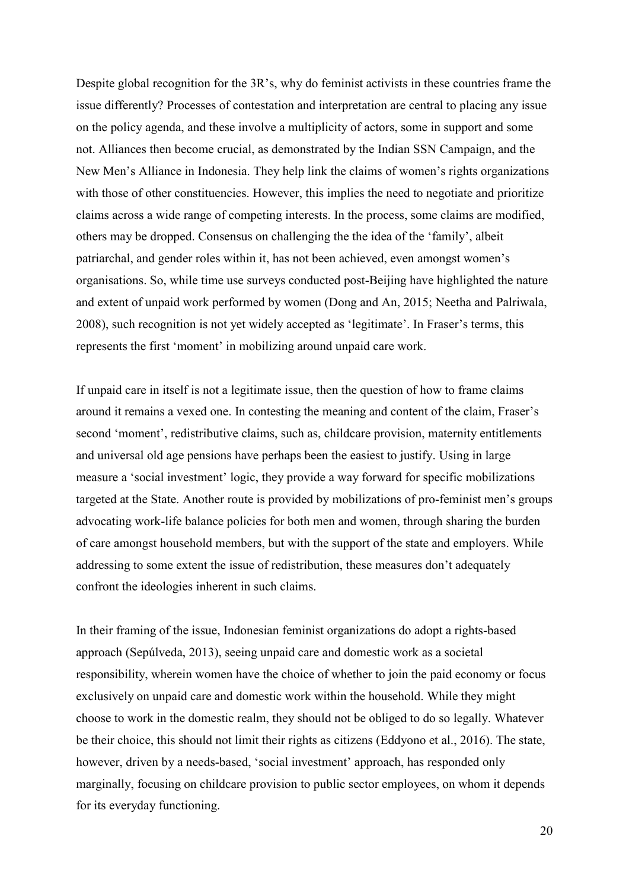Despite global recognition for the 3R's, why do feminist activists in these countries frame the issue differently? Processes of contestation and interpretation are central to placing any issue on the policy agenda, and these involve a multiplicity of actors, some in support and some not. Alliances then become crucial, as demonstrated by the Indian SSN Campaign, and the New Men's Alliance in Indonesia. They help link the claims of women's rights organizations with those of other constituencies. However, this implies the need to negotiate and prioritize claims across a wide range of competing interests. In the process, some claims are modified, others may be dropped. Consensus on challenging the the idea of the 'family', albeit patriarchal, and gender roles within it, has not been achieved, even amongst women's organisations. So, while time use surveys conducted post-Beijing have highlighted the nature and extent of unpaid work performed by women (Dong and An, 2015; Neetha and Palriwala, 2008), such recognition is not yet widely accepted as 'legitimate'. In Fraser's terms, this represents the first 'moment' in mobilizing around unpaid care work.

If unpaid care in itself is not a legitimate issue, then the question of how to frame claims around it remains a vexed one. In contesting the meaning and content of the claim, Fraser's second 'moment', redistributive claims, such as, childcare provision, maternity entitlements and universal old age pensions have perhaps been the easiest to justify. Using in large measure a 'social investment' logic, they provide a way forward for specific mobilizations targeted at the State. Another route is provided by mobilizations of pro-feminist men's groups advocating work-life balance policies for both men and women, through sharing the burden of care amongst household members, but with the support of the state and employers. While addressing to some extent the issue of redistribution, these measures don't adequately confront the ideologies inherent in such claims.

In their framing of the issue, Indonesian feminist organizations do adopt a rights-based approach (Sepúlveda, 2013), seeing unpaid care and domestic work as a societal responsibility, wherein women have the choice of whether to join the paid economy or focus exclusively on unpaid care and domestic work within the household. While they might choose to work in the domestic realm, they should not be obliged to do so legally. Whatever be their choice, this should not limit their rights as citizens (Eddyono et al., 2016). The state, however, driven by a needs-based, 'social investment' approach, has responded only marginally, focusing on childcare provision to public sector employees, on whom it depends for its everyday functioning.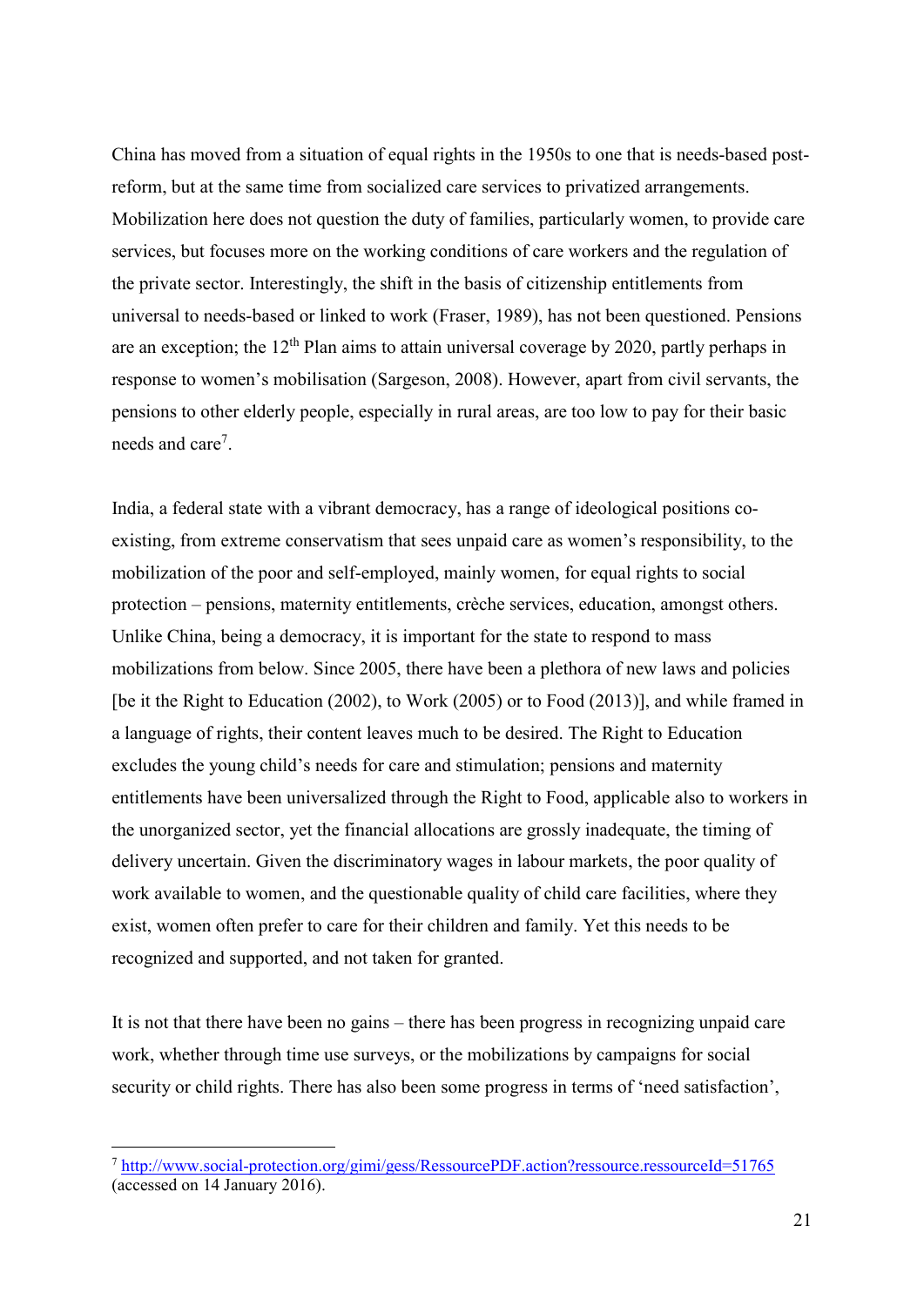China has moved from a situation of equal rights in the 1950s to one that is needs-based post-reform, but at the same time from socialized care services to privatized arrangements. Mobilization here does not question the duty of families, particularly women, to provide care services, but focuses more on the working conditions of care workers and the regulation of the private sector. Interestingly, the shift in the basis of citizenship entitlements from universal to needs-based or linked to work (Fraser, 1989), has not been questioned. Pensions are an exception; the 12th Plan aims to attain universal coverage by 2020, partly perhaps in response to women's mobilisation (Sargeson, 2008). However, apart from civil servants, the pensions to other elderly people, especially in rural areas, are too low to pay for their basic needs and care[7].

India, a federal state with a vibrant democracy, has a range of ideological positions co-existing, from extreme conservatism that sees unpaid care as women's responsibility, to the mobilization of the poor and self-employed, mainly women, for equal rights to social protection – pensions, maternity entitlements, crèche services, education, amongst others. Unlike China, being a democracy, it is important for the state to respond to mass mobilizations from below. Since 2005, there have been a plethora of new laws and policies [be it the Right to Education (2002), to Work (2005) or to Food (2013)], and while framed in a language of rights, their content leaves much to be desired. The Right to Education excludes the young child's needs for care and stimulation; pensions and maternity entitlements have been universalized through the Right to Food, applicable also to workers in the unorganized sector, yet the financial allocations are grossly inadequate, the timing of delivery uncertain. Given the discriminatory wages in labour markets, the poor quality of work available to women, and the questionable quality of child care facilities, where they exist, women often prefer to care for their children and family. Yet this needs to be recognized and supported, and not taken for granted.

It is not that there have been no gains – there has been progress in recognizing unpaid care work, whether through time use surveys, or the mobilizations by campaigns for social security or child rights. There has also been some progress in terms of 'need satisfaction',

---

[7] http://www.social-protection.org/gimi/gess/RessourcePDF.action?ressource.ressourceId=51765 (accessed on 14 January 2016).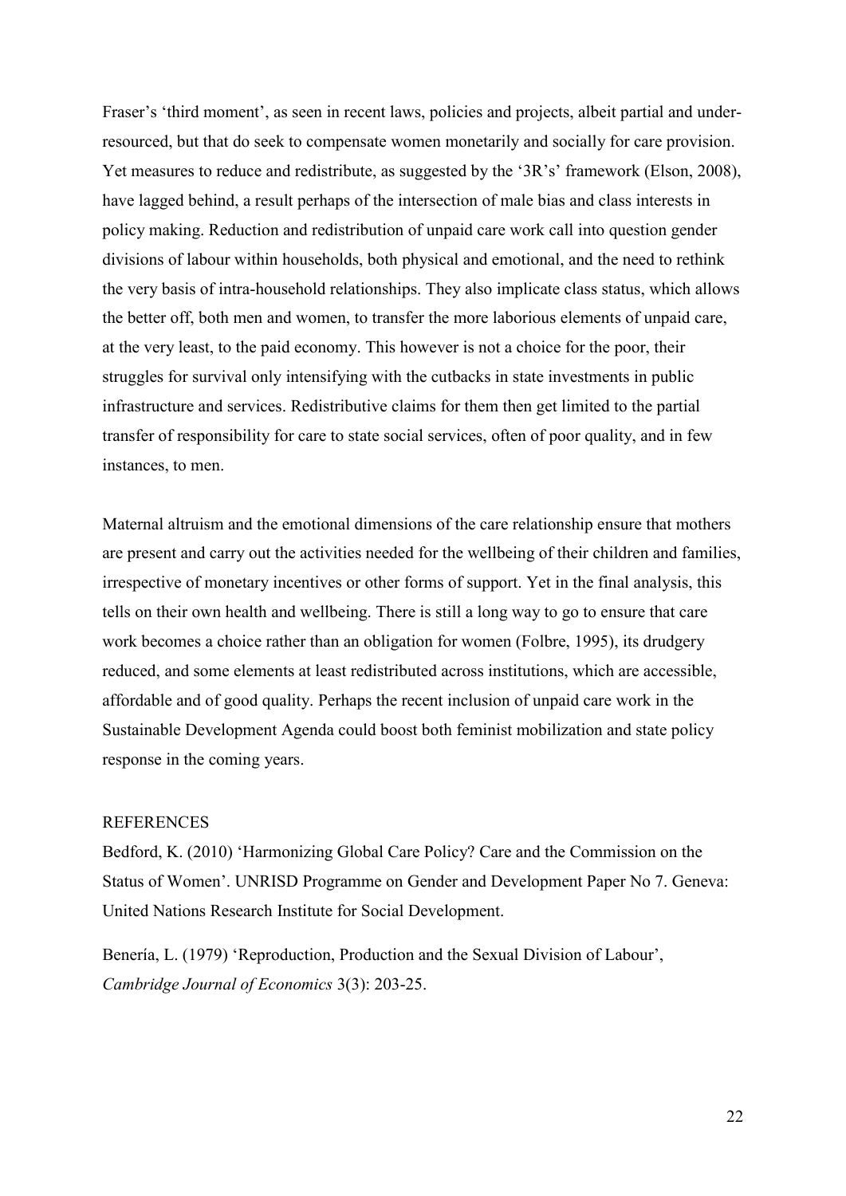Fraser's 'third moment', as seen in recent laws, policies and projects, albeit partial and under-resourced, but that do seek to compensate women monetarily and socially for care provision. Yet measures to reduce and redistribute, as suggested by the '3R's' framework (Elson, 2008), have lagged behind, a result perhaps of the intersection of male bias and class interests in policy making. Reduction and redistribution of unpaid care work call into question gender divisions of labour within households, both physical and emotional, and the need to rethink the very basis of intra-household relationships. They also implicate class status, which allows the better off, both men and women, to transfer the more laborious elements of unpaid care, at the very least, to the paid economy. This however is not a choice for the poor, their struggles for survival only intensifying with the cutbacks in state investments in public infrastructure and services. Redistributive claims for them then get limited to the partial transfer of responsibility for care to state social services, often of poor quality, and in few instances, to men.

Maternal altruism and the emotional dimensions of the care relationship ensure that mothers are present and carry out the activities needed for the wellbeing of their children and families, irrespective of monetary incentives or other forms of support. Yet in the final analysis, this tells on their own health and wellbeing. There is still a long way to go to ensure that care work becomes a choice rather than an obligation for women (Folbre, 1995), its drudgery reduced, and some elements at least redistributed across institutions, which are accessible, affordable and of good quality. Perhaps the recent inclusion of unpaid care work in the Sustainable Development Agenda could boost both feminist mobilization and state policy response in the coming years.

## REFERENCES

Bedford, K. (2010) 'Harmonizing Global Care Policy? Care and the Commission on the Status of Women'. UNRISD Programme on Gender and Development Paper No 7. Geneva: United Nations Research Institute for Social Development.

Benería, L. (1979) 'Reproduction, Production and the Sexual Division of Labour', *Cambridge Journal of Economics* 3(3): 203-25.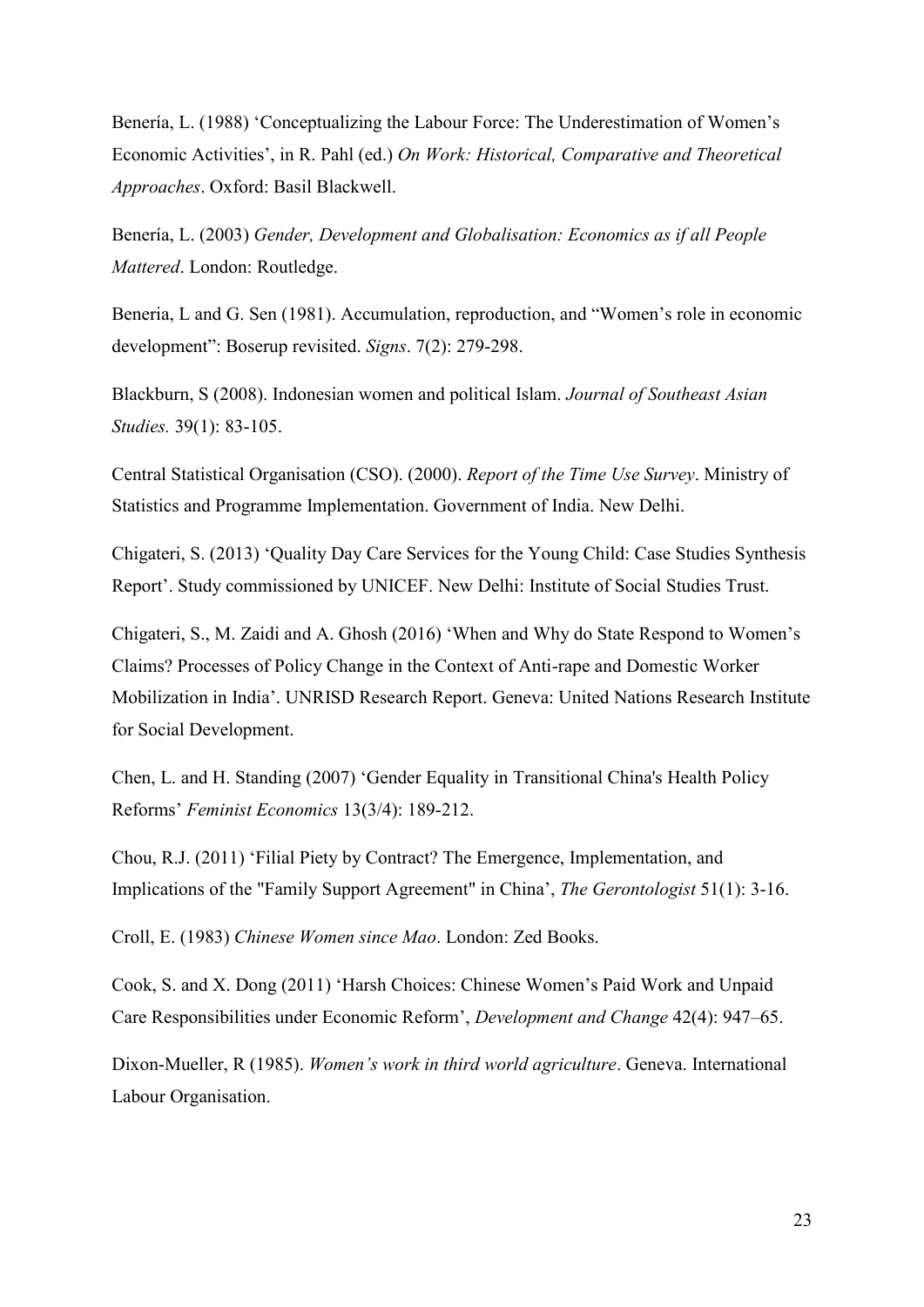Benería, L. (1988) 'Conceptualizing the Labour Force: The Underestimation of Women's Economic Activities', in R. Pahl (ed.) *On Work: Historical, Comparative and Theoretical Approaches*. Oxford: Basil Blackwell.

Benería, L. (2003) *Gender, Development and Globalisation: Economics as if all People Mattered*. London: Routledge.

Beneria, L and G. Sen (1981). Accumulation, reproduction, and "Women's role in economic development": Boserup revisited. *Signs*. 7(2): 279-298.

Blackburn, S (2008). Indonesian women and political Islam. *Journal of Southeast Asian Studies.* 39(1): 83-105.

Central Statistical Organisation (CSO). (2000). *Report of the Time Use Survey*. Ministry of Statistics and Programme Implementation. Government of India. New Delhi.

Chigateri, S. (2013) 'Quality Day Care Services for the Young Child: Case Studies Synthesis Report'. Study commissioned by UNICEF. New Delhi: Institute of Social Studies Trust.

Chigateri, S., M. Zaidi and A. Ghosh (2016) 'When and Why do State Respond to Women's Claims? Processes of Policy Change in the Context of Anti-rape and Domestic Worker Mobilization in India'. UNRISD Research Report. Geneva: United Nations Research Institute for Social Development.

Chen, L. and H. Standing (2007) 'Gender Equality in Transitional China's Health Policy Reforms' *Feminist Economics* 13(3/4): 189-212.

Chou, R.J. (2011) 'Filial Piety by Contract? The Emergence, Implementation, and Implications of the "Family Support Agreement" in China', *The Gerontologist* 51(1): 3-16.

Croll, E. (1983) *Chinese Women since Mao*. London: Zed Books.

Cook, S. and X. Dong (2011) 'Harsh Choices: Chinese Women's Paid Work and Unpaid Care Responsibilities under Economic Reform', *Development and Change* 42(4): 947–65.

Dixon-Mueller, R (1985). *Women's work in third world agriculture*. Geneva. International Labour Organisation.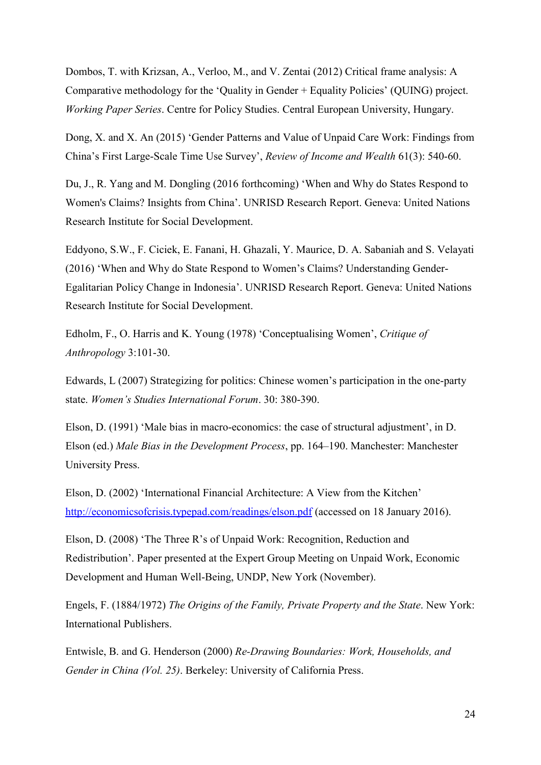Dombos, T. with Krizsan, A., Verloo, M., and V. Zentai (2012) Critical frame analysis: A Comparative methodology for the 'Quality in Gender + Equality Policies' (QUING) project. *Working Paper Series*. Centre for Policy Studies. Central European University, Hungary.

Dong, X. and X. An (2015) 'Gender Patterns and Value of Unpaid Care Work: Findings from China's First Large-Scale Time Use Survey', *Review of Income and Wealth* 61(3): 540-60.

Du, J., R. Yang and M. Dongling (2016 forthcoming) 'When and Why do States Respond to Women's Claims? Insights from China'. UNRISD Research Report. Geneva: United Nations Research Institute for Social Development.

Eddyono, S.W., F. Ciciek, E. Fanani, H. Ghazali, Y. Maurice, D. A. Sabaniah and S. Velayati (2016) 'When and Why do State Respond to Women's Claims? Understanding Gender-Egalitarian Policy Change in Indonesia'. UNRISD Research Report. Geneva: United Nations Research Institute for Social Development.

Edholm, F., O. Harris and K. Young (1978) 'Conceptualising Women', *Critique of Anthropology* 3:101-30.

Edwards, L (2007) Strategizing for politics: Chinese women's participation in the one-party state. *Women's Studies International Forum*. 30: 380-390.

Elson, D. (1991) 'Male bias in macro-economics: the case of structural adjustment', in D. Elson (ed.) *Male Bias in the Development Process*, pp. 164–190. Manchester: Manchester University Press.

Elson, D. (2002) 'International Financial Architecture: A View from the Kitchen' http://economicsofcrisis.typepad.com/readings/elson.pdf (accessed on 18 January 2016).

Elson, D. (2008) 'The Three R's of Unpaid Work: Recognition, Reduction and Redistribution'. Paper presented at the Expert Group Meeting on Unpaid Work, Economic Development and Human Well-Being, UNDP, New York (November).

Engels, F. (1884/1972) *The Origins of the Family, Private Property and the State*. New York: International Publishers.

Entwisle, B. and G. Henderson (2000) *Re-Drawing Boundaries: Work, Households, and Gender in China (Vol. 25)*. Berkeley: University of California Press.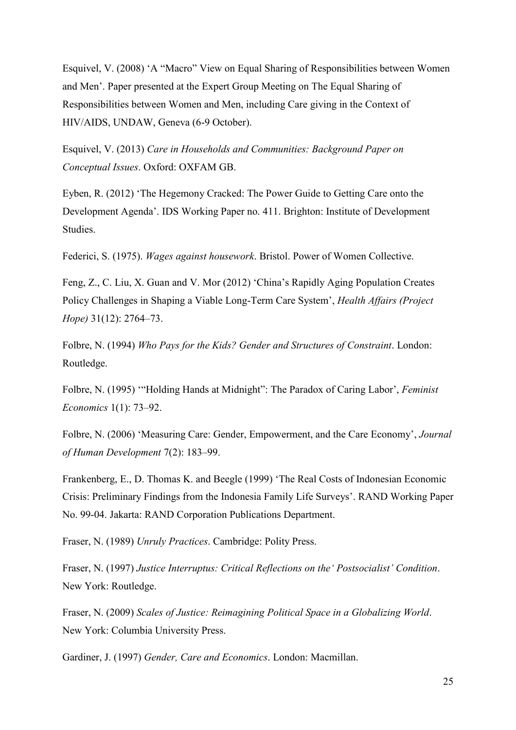Esquivel, V. (2008) 'A "Macro" View on Equal Sharing of Responsibilities between Women and Men'. Paper presented at the Expert Group Meeting on The Equal Sharing of Responsibilities between Women and Men, including Care giving in the Context of HIV/AIDS, UNDAW, Geneva (6-9 October).

Esquivel, V. (2013) *Care in Households and Communities: Background Paper on Conceptual Issues*. Oxford: OXFAM GB.

Eyben, R. (2012) 'The Hegemony Cracked: The Power Guide to Getting Care onto the Development Agenda'. IDS Working Paper no. 411. Brighton: Institute of Development Studies.

Federici, S. (1975). *Wages against housework*. Bristol. Power of Women Collective.

Feng, Z., C. Liu, X. Guan and V. Mor (2012) 'China's Rapidly Aging Population Creates Policy Challenges in Shaping a Viable Long-Term Care System', *Health Affairs (Project Hope)* 31(12): 2764–73.

Folbre, N. (1994) *Who Pays for the Kids? Gender and Structures of Constraint*. London: Routledge.

Folbre, N. (1995) '"Holding Hands at Midnight": The Paradox of Caring Labor', *Feminist Economics* 1(1): 73–92.

Folbre, N. (2006) 'Measuring Care: Gender, Empowerment, and the Care Economy', *Journal of Human Development* 7(2): 183–99.

Frankenberg, E., D. Thomas K. and Beegle (1999) 'The Real Costs of Indonesian Economic Crisis: Preliminary Findings from the Indonesia Family Life Surveys'. RAND Working Paper No. 99-04. Jakarta: RAND Corporation Publications Department.

Fraser, N. (1989) *Unruly Practices*. Cambridge: Polity Press.

Fraser, N. (1997) *Justice Interruptus: Critical Reflections on the' Postsocialist' Condition*. New York: Routledge.

Fraser, N. (2009) *Scales of Justice: Reimagining Political Space in a Globalizing World*. New York: Columbia University Press.

Gardiner, J. (1997) *Gender, Care and Economics*. London: Macmillan.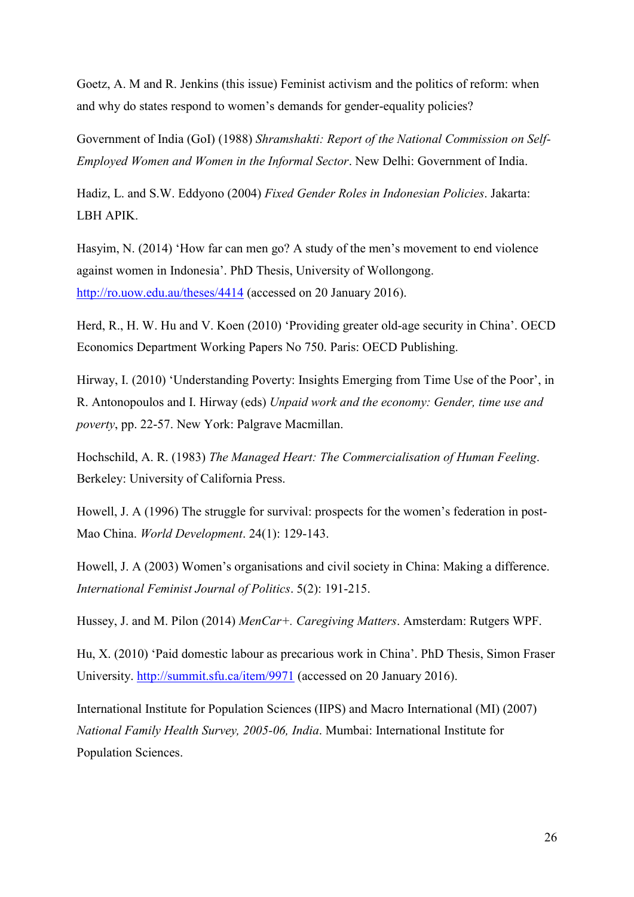Goetz, A. M and R. Jenkins (this issue) Feminist activism and the politics of reform: when and why do states respond to women's demands for gender-equality policies?

Government of India (GoI) (1988) *Shramshakti: Report of the National Commission on Self-Employed Women and Women in the Informal Sector*. New Delhi: Government of India.

Hadiz, L. and S.W. Eddyono (2004) *Fixed Gender Roles in Indonesian Policies*. Jakarta: LBH APIK.

Hasyim, N. (2014) 'How far can men go? A study of the men's movement to end violence against women in Indonesia'. PhD Thesis, University of Wollongong. http://ro.uow.edu.au/theses/4414 (accessed on 20 January 2016).

Herd, R., H. W. Hu and V. Koen (2010) 'Providing greater old-age security in China'. OECD Economics Department Working Papers No 750. Paris: OECD Publishing.

Hirway, I. (2010) 'Understanding Poverty: Insights Emerging from Time Use of the Poor', in R. Antonopoulos and I. Hirway (eds) *Unpaid work and the economy: Gender, time use and poverty*, pp. 22-57. New York: Palgrave Macmillan.

Hochschild, A. R. (1983) *The Managed Heart: The Commercialisation of Human Feeling*. Berkeley: University of California Press.

Howell, J. A (1996) The struggle for survival: prospects for the women's federation in post-Mao China. *World Development*. 24(1): 129-143.

Howell, J. A (2003) Women's organisations and civil society in China: Making a difference. *International Feminist Journal of Politics*. 5(2): 191-215.

Hussey, J. and M. Pilon (2014) *MenCar+. Caregiving Matters*. Amsterdam: Rutgers WPF.

Hu, X. (2010) 'Paid domestic labour as precarious work in China'. PhD Thesis, Simon Fraser University. http://summit.sfu.ca/item/9971 (accessed on 20 January 2016).

International Institute for Population Sciences (IIPS) and Macro International (MI) (2007) *National Family Health Survey, 2005-06, India*. Mumbai: International Institute for Population Sciences.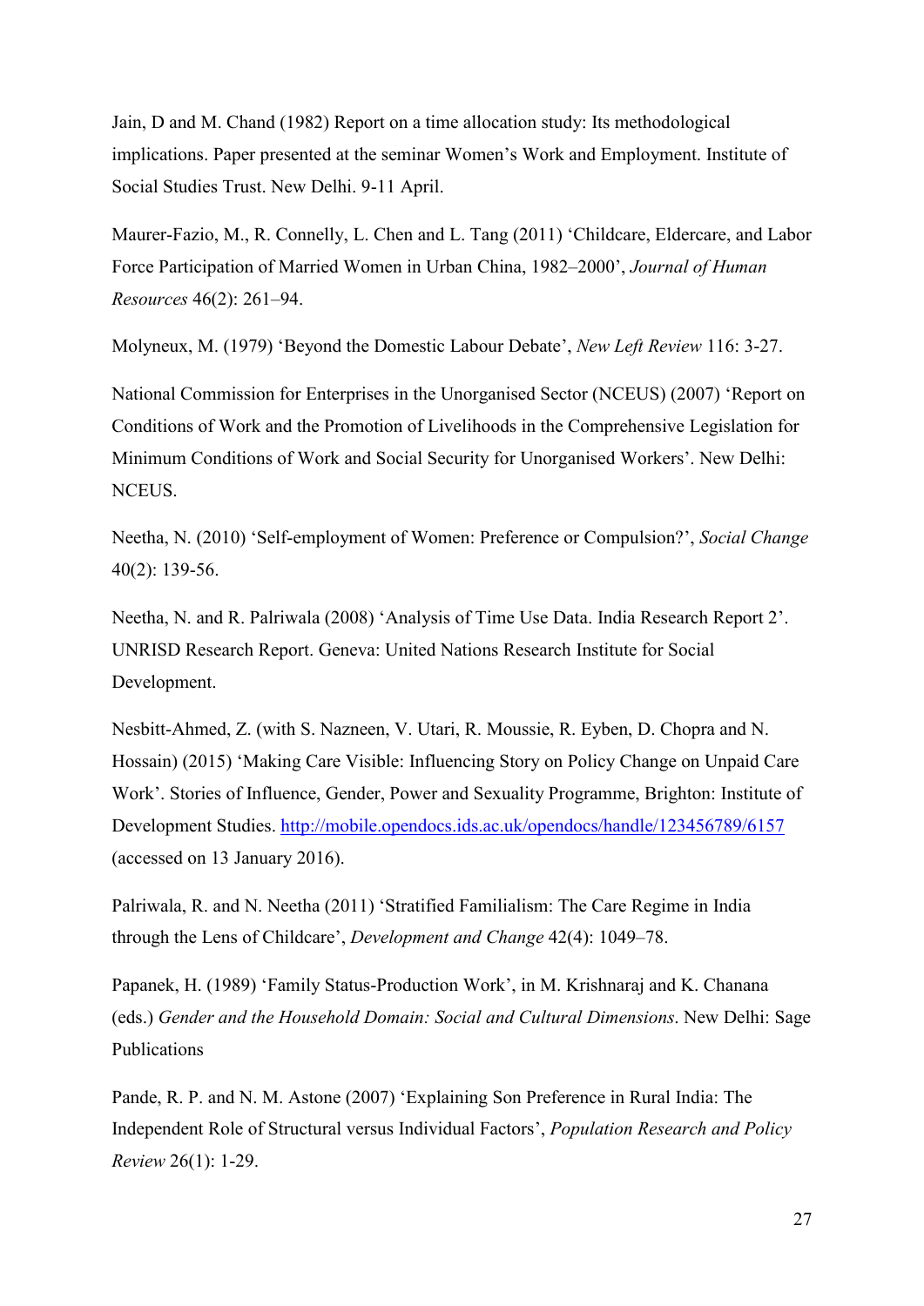Jain, D and M. Chand (1982) Report on a time allocation study: Its methodological implications. Paper presented at the seminar Women's Work and Employment. Institute of Social Studies Trust. New Delhi. 9-11 April.

Maurer-Fazio, M., R. Connelly, L. Chen and L. Tang (2011) 'Childcare, Eldercare, and Labor Force Participation of Married Women in Urban China, 1982–2000', *Journal of Human Resources* 46(2): 261–94.

Molyneux, M. (1979) 'Beyond the Domestic Labour Debate', *New Left Review* 116: 3-27.

National Commission for Enterprises in the Unorganised Sector (NCEUS) (2007) 'Report on Conditions of Work and the Promotion of Livelihoods in the Comprehensive Legislation for Minimum Conditions of Work and Social Security for Unorganised Workers'. New Delhi: NCEUS.

Neetha, N. (2010) 'Self-employment of Women: Preference or Compulsion?', *Social Change* 40(2): 139-56.

Neetha, N. and R. Palriwala (2008) 'Analysis of Time Use Data. India Research Report 2'. UNRISD Research Report. Geneva: United Nations Research Institute for Social Development.

Nesbitt-Ahmed, Z. (with S. Nazneen, V. Utari, R. Moussie, R. Eyben, D. Chopra and N. Hossain) (2015) 'Making Care Visible: Influencing Story on Policy Change on Unpaid Care Work'. Stories of Influence, Gender, Power and Sexuality Programme, Brighton: Institute of Development Studies. http://mobile.opendocs.ids.ac.uk/opendocs/handle/123456789/6157 (accessed on 13 January 2016).

Palriwala, R. and N. Neetha (2011) 'Stratified Familialism: The Care Regime in India through the Lens of Childcare', *Development and Change* 42(4): 1049–78.

Papanek, H. (1989) 'Family Status-Production Work', in M. Krishnaraj and K. Chanana (eds.) *Gender and the Household Domain: Social and Cultural Dimensions*. New Delhi: Sage Publications

Pande, R. P. and N. M. Astone (2007) 'Explaining Son Preference in Rural India: The Independent Role of Structural versus Individual Factors', *Population Research and Policy Review* 26(1): 1-29.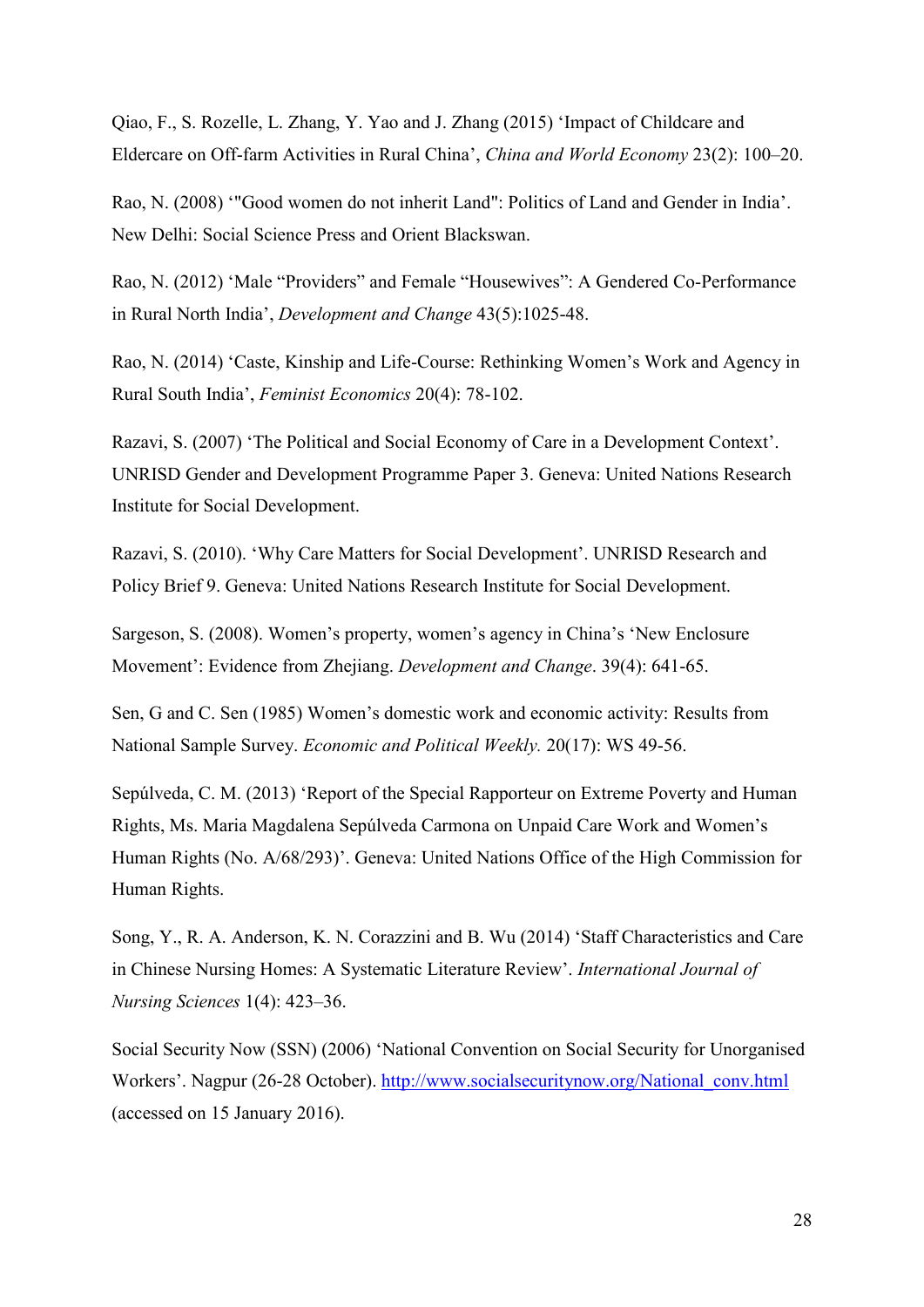Qiao, F., S. Rozelle, L. Zhang, Y. Yao and J. Zhang (2015) 'Impact of Childcare and Eldercare on Off-farm Activities in Rural China', *China and World Economy* 23(2): 100–20.

Rao, N. (2008) '"Good women do not inherit Land": Politics of Land and Gender in India'. New Delhi: Social Science Press and Orient Blackswan.

Rao, N. (2012) 'Male "Providers" and Female "Housewives": A Gendered Co-Performance in Rural North India', *Development and Change* 43(5):1025-48.

Rao, N. (2014) 'Caste, Kinship and Life-Course: Rethinking Women's Work and Agency in Rural South India', *Feminist Economics* 20(4): 78-102.

Razavi, S. (2007) 'The Political and Social Economy of Care in a Development Context'. UNRISD Gender and Development Programme Paper 3. Geneva: United Nations Research Institute for Social Development.

Razavi, S. (2010). 'Why Care Matters for Social Development'. UNRISD Research and Policy Brief 9. Geneva: United Nations Research Institute for Social Development.

Sargeson, S. (2008). Women's property, women's agency in China's 'New Enclosure Movement': Evidence from Zhejiang. *Development and Change*. 39(4): 641-65.

Sen, G and C. Sen (1985) Women's domestic work and economic activity: Results from National Sample Survey. *Economic and Political Weekly.* 20(17): WS 49-56.

Sepúlveda, C. M. (2013) 'Report of the Special Rapporteur on Extreme Poverty and Human Rights, Ms. Maria Magdalena Sepúlveda Carmona on Unpaid Care Work and Women's Human Rights (No. A/68/293)'. Geneva: United Nations Office of the High Commission for Human Rights.

Song, Y., R. A. Anderson, K. N. Corazzini and B. Wu (2014) 'Staff Characteristics and Care in Chinese Nursing Homes: A Systematic Literature Review'. *International Journal of Nursing Sciences* 1(4): 423–36.

Social Security Now (SSN) (2006) 'National Convention on Social Security for Unorganised Workers'. Nagpur (26-28 October). http://www.socialsecuritynow.org/National_conv.html (accessed on 15 January 2016).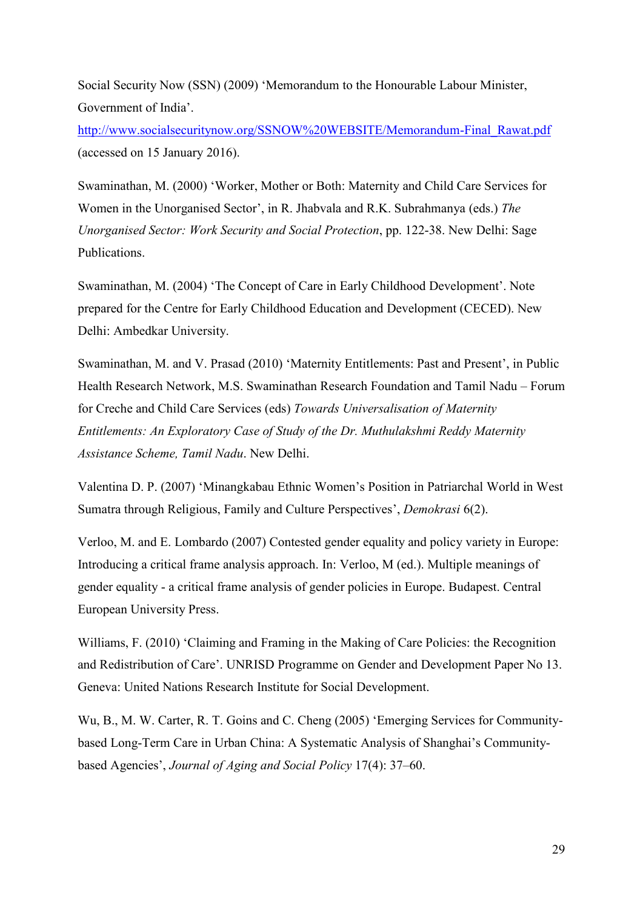Social Security Now (SSN) (2009) 'Memorandum to the Honourable Labour Minister, Government of India'. http://www.socialsecuritynow.org/SSNOW%20WEBSITE/Memorandum-Final_Rawat.pdf (accessed on 15 January 2016).

Swaminathan, M. (2000) 'Worker, Mother or Both: Maternity and Child Care Services for Women in the Unorganised Sector', in R. Jhabvala and R.K. Subrahmanya (eds.) *The Unorganised Sector: Work Security and Social Protection*, pp. 122-38. New Delhi: Sage Publications.

Swaminathan, M. (2004) 'The Concept of Care in Early Childhood Development'. Note prepared for the Centre for Early Childhood Education and Development (CECED). New Delhi: Ambedkar University.

Swaminathan, M. and V. Prasad (2010) 'Maternity Entitlements: Past and Present', in Public Health Research Network, M.S. Swaminathan Research Foundation and Tamil Nadu – Forum for Creche and Child Care Services (eds) *Towards Universalisation of Maternity Entitlements: An Exploratory Case of Study of the Dr. Muthulakshmi Reddy Maternity Assistance Scheme, Tamil Nadu*. New Delhi.

Valentina D. P. (2007) 'Minangkabau Ethnic Women's Position in Patriarchal World in West Sumatra through Religious, Family and Culture Perspectives', *Demokrasi* 6(2).

Verloo, M. and E. Lombardo (2007) Contested gender equality and policy variety in Europe: Introducing a critical frame analysis approach. In: Verloo, M (ed.). Multiple meanings of gender equality - a critical frame analysis of gender policies in Europe. Budapest. Central European University Press.

Williams, F. (2010) 'Claiming and Framing in the Making of Care Policies: the Recognition and Redistribution of Care'. UNRISD Programme on Gender and Development Paper No 13. Geneva: United Nations Research Institute for Social Development.

Wu, B., M. W. Carter, R. T. Goins and C. Cheng (2005) 'Emerging Services for Community-based Long-Term Care in Urban China: A Systematic Analysis of Shanghai's Community-based Agencies', *Journal of Aging and Social Policy* 17(4): 37–60.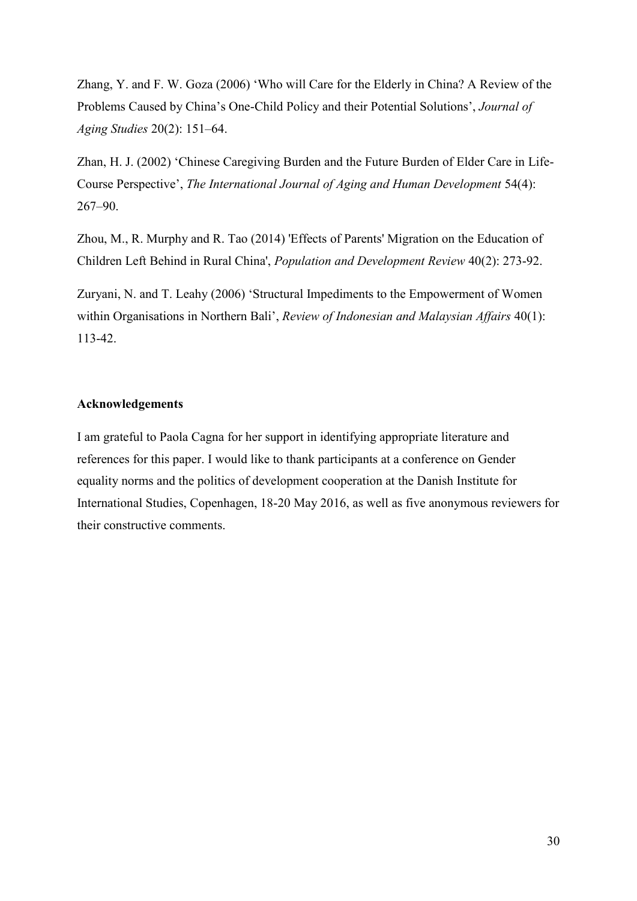Zhang, Y. and F. W. Goza (2006) 'Who will Care for the Elderly in China? A Review of the Problems Caused by China's One-Child Policy and their Potential Solutions', *Journal of Aging Studies* 20(2): 151–64.

Zhan, H. J. (2002) 'Chinese Caregiving Burden and the Future Burden of Elder Care in Life-Course Perspective', *The International Journal of Aging and Human Development* 54(4): 267–90.

Zhou, M., R. Murphy and R. Tao (2014) 'Effects of Parents' Migration on the Education of Children Left Behind in Rural China', *Population and Development Review* 40(2): 273-92.

Zuryani, N. and T. Leahy (2006) 'Structural Impediments to the Empowerment of Women within Organisations in Northern Bali', *Review of Indonesian and Malaysian Affairs* 40(1): 113-42.

**Acknowledgements**

I am grateful to Paola Cagna for her support in identifying appropriate literature and references for this paper. I would like to thank participants at a conference on Gender equality norms and the politics of development cooperation at the Danish Institute for International Studies, Copenhagen, 18-20 May 2016, as well as five anonymous reviewers for their constructive comments.